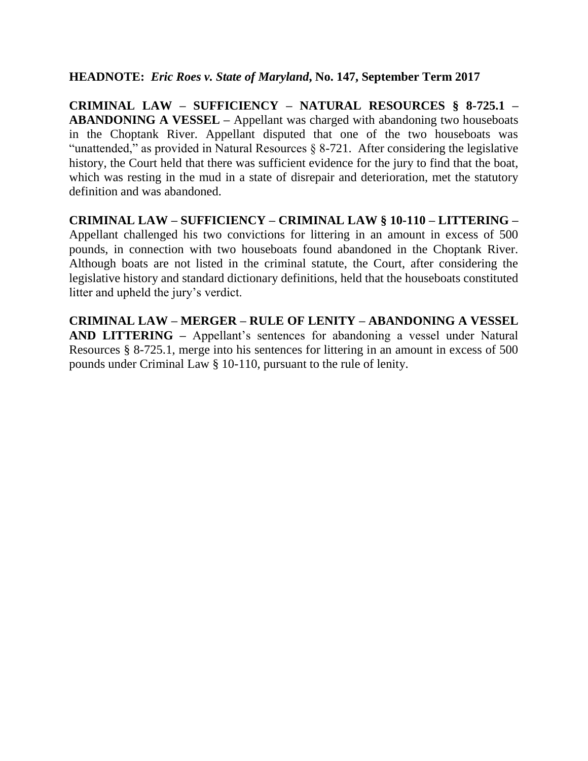**HEADNOTE:** ***Eric Roes v. State of Maryland*, No. 147, September Term 2017**

**CRIMINAL LAW – SUFFICIENCY – NATURAL RESOURCES § 8-725.1 – ABANDONING A VESSEL –** Appellant was charged with abandoning two houseboats in the Choptank River. Appellant disputed that one of the two houseboats was "unattended," as provided in Natural Resources § 8-721. After considering the legislative history, the Court held that there was sufficient evidence for the jury to find that the boat, which was resting in the mud in a state of disrepair and deterioration, met the statutory definition and was abandoned.

**CRIMINAL LAW – SUFFICIENCY – CRIMINAL LAW § 10-110 – LITTERING –** Appellant challenged his two convictions for littering in an amount in excess of 500 pounds, in connection with two houseboats found abandoned in the Choptank River. Although boats are not listed in the criminal statute, the Court, after considering the legislative history and standard dictionary definitions, held that the houseboats constituted litter and upheld the jury's verdict.

**CRIMINAL LAW – MERGER – RULE OF LENITY – ABANDONING A VESSEL AND LITTERING –** Appellant's sentences for abandoning a vessel under Natural Resources § 8-725.1, merge into his sentences for littering in an amount in excess of 500 pounds under Criminal Law § 10-110, pursuant to the rule of lenity.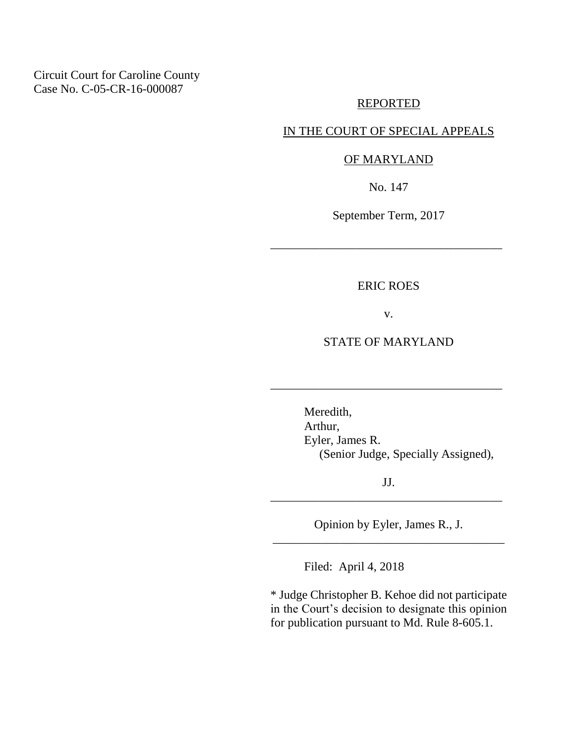Circuit Court for Caroline County
Case No. C-05-CR-16-000087

REPORTED

IN THE COURT OF SPECIAL APPEALS

OF MARYLAND

No. 147

September Term, 2017

---

ERIC ROES

v.

STATE OF MARYLAND

---

Meredith,
Arthur,
Eyler, James R.
(Senior Judge, Specially Assigned),

JJ.

---

Opinion by Eyler, James R., J.

---

Filed: April 4, 2018

\* Judge Christopher B. Kehoe did not participate in the Court's decision to designate this opinion for publication pursuant to Md. Rule 8-605.1.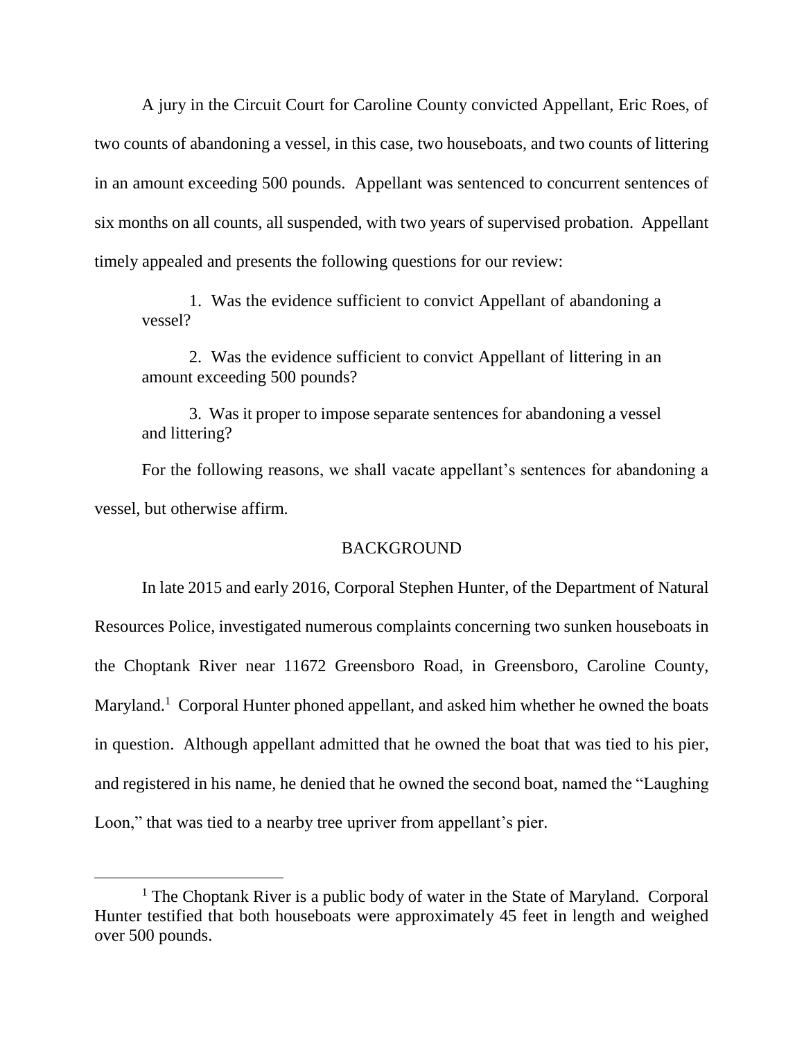A jury in the Circuit Court for Caroline County convicted Appellant, Eric Roes, of two counts of abandoning a vessel, in this case, two houseboats, and two counts of littering in an amount exceeding 500 pounds. Appellant was sentenced to concurrent sentences of six months on all counts, all suspended, with two years of supervised probation. Appellant timely appealed and presents the following questions for our review:

> 1. Was the evidence sufficient to convict Appellant of abandoning a vessel?
>
> 2. Was the evidence sufficient to convict Appellant of littering in an amount exceeding 500 pounds?
>
> 3. Was it proper to impose separate sentences for abandoning a vessel and littering?

For the following reasons, we shall vacate appellant's sentences for abandoning a vessel, but otherwise affirm.

## BACKGROUND

In late 2015 and early 2016, Corporal Stephen Hunter, of the Department of Natural Resources Police, investigated numerous complaints concerning two sunken houseboats in the Choptank River near 11672 Greensboro Road, in Greensboro, Caroline County, Maryland.[1] Corporal Hunter phoned appellant, and asked him whether he owned the boats in question. Although appellant admitted that he owned the boat that was tied to his pier, and registered in his name, he denied that he owned the second boat, named the "Laughing Loon," that was tied to a nearby tree upriver from appellant's pier.

---

[1] The Choptank River is a public body of water in the State of Maryland. Corporal Hunter testified that both houseboats were approximately 45 feet in length and weighed over 500 pounds.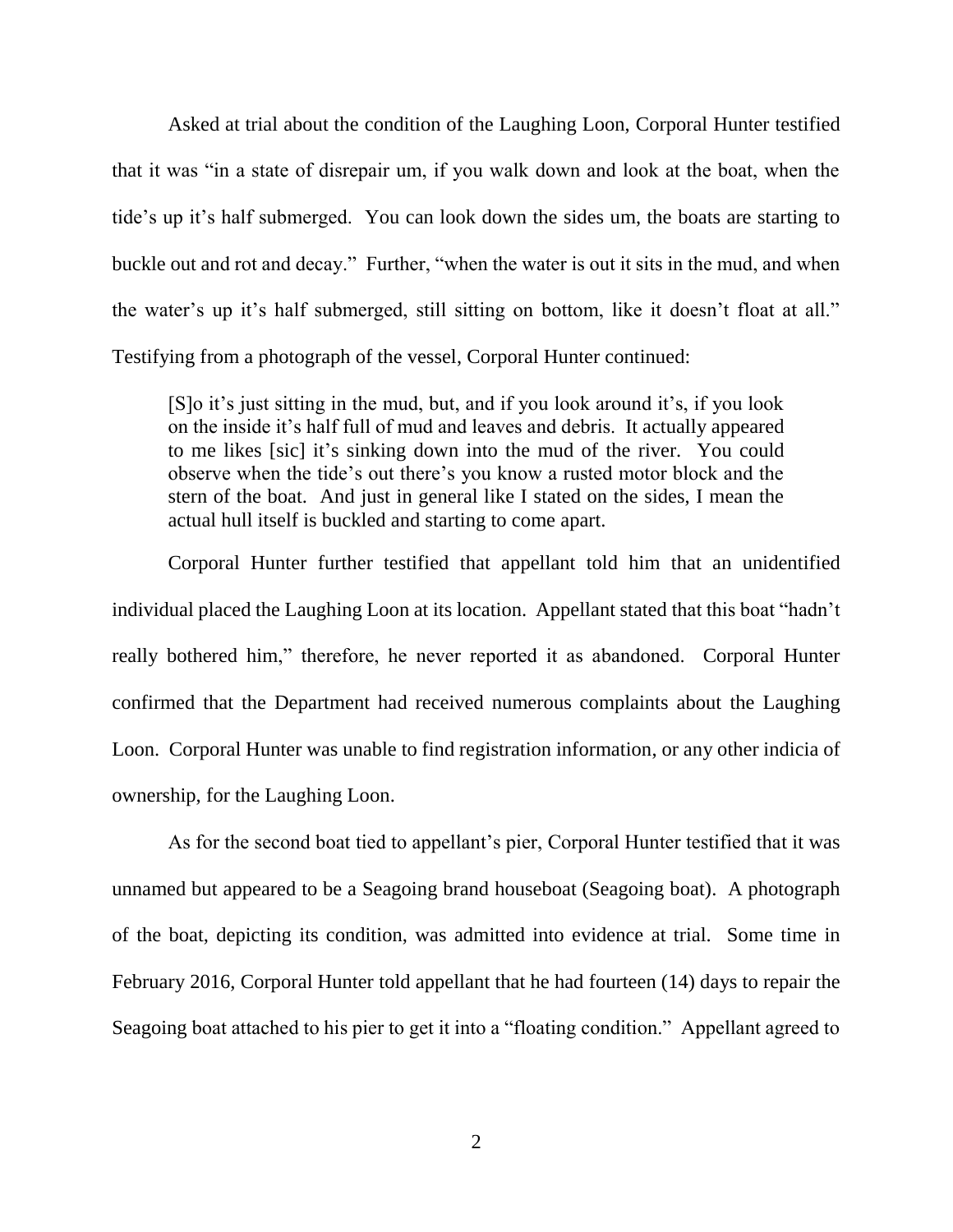Asked at trial about the condition of the Laughing Loon, Corporal Hunter testified that it was "in a state of disrepair um, if you walk down and look at the boat, when the tide's up it's half submerged. You can look down the sides um, the boats are starting to buckle out and rot and decay." Further, "when the water is out it sits in the mud, and when the water's up it's half submerged, still sitting on bottom, like it doesn't float at all." Testifying from a photograph of the vessel, Corporal Hunter continued:

> [S]o it's just sitting in the mud, but, and if you look around it's, if you look on the inside it's half full of mud and leaves and debris. It actually appeared to me likes [sic] it's sinking down into the mud of the river. You could observe when the tide's out there's you know a rusted motor block and the stern of the boat. And just in general like I stated on the sides, I mean the actual hull itself is buckled and starting to come apart.

Corporal Hunter further testified that appellant told him that an unidentified individual placed the Laughing Loon at its location. Appellant stated that this boat "hadn't really bothered him," therefore, he never reported it as abandoned. Corporal Hunter confirmed that the Department had received numerous complaints about the Laughing Loon. Corporal Hunter was unable to find registration information, or any other indicia of ownership, for the Laughing Loon.

As for the second boat tied to appellant's pier, Corporal Hunter testified that it was unnamed but appeared to be a Seagoing brand houseboat (Seagoing boat). A photograph of the boat, depicting its condition, was admitted into evidence at trial. Some time in February 2016, Corporal Hunter told appellant that he had fourteen (14) days to repair the Seagoing boat attached to his pier to get it into a "floating condition." Appellant agreed to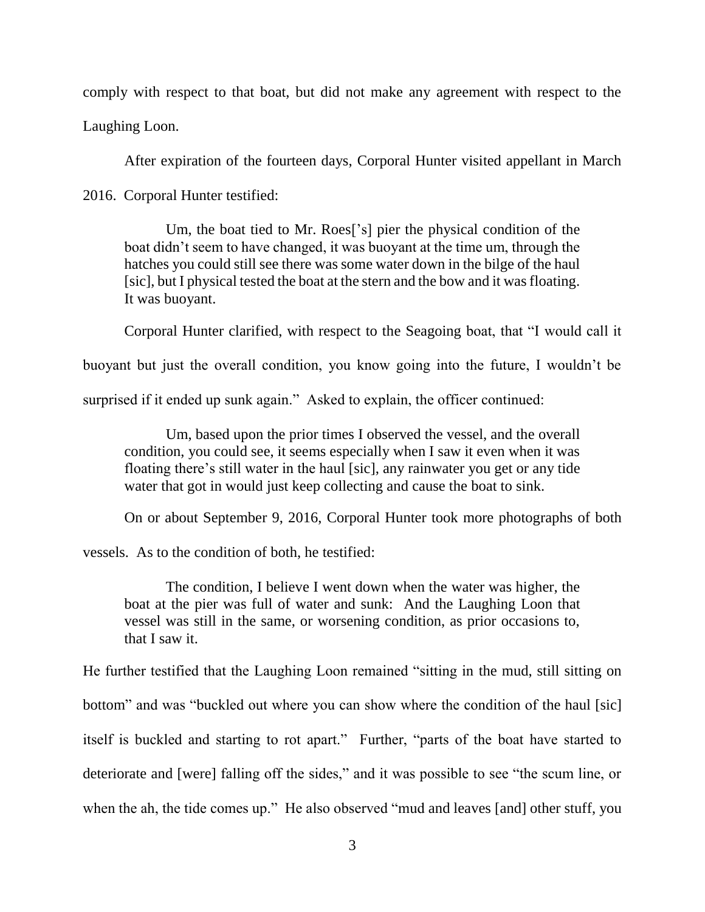comply with respect to that boat, but did not make any agreement with respect to the Laughing Loon.

After expiration of the fourteen days, Corporal Hunter visited appellant in March 2016. Corporal Hunter testified:

> Um, the boat tied to Mr. Roes['s] pier the physical condition of the boat didn't seem to have changed, it was buoyant at the time um, through the hatches you could still see there was some water down in the bilge of the haul [sic], but I physical tested the boat at the stern and the bow and it was floating. It was buoyant.

Corporal Hunter clarified, with respect to the Seagoing boat, that "I would call it buoyant but just the overall condition, you know going into the future, I wouldn't be surprised if it ended up sunk again." Asked to explain, the officer continued:

> Um, based upon the prior times I observed the vessel, and the overall condition, you could see, it seems especially when I saw it even when it was floating there's still water in the haul [sic], any rainwater you get or any tide water that got in would just keep collecting and cause the boat to sink.

On or about September 9, 2016, Corporal Hunter took more photographs of both vessels. As to the condition of both, he testified:

> The condition, I believe I went down when the water was higher, the boat at the pier was full of water and sunk: And the Laughing Loon that vessel was still in the same, or worsening condition, as prior occasions to, that I saw it.

He further testified that the Laughing Loon remained "sitting in the mud, still sitting on bottom" and was "buckled out where you can show where the condition of the haul [sic] itself is buckled and starting to rot apart." Further, "parts of the boat have started to deteriorate and [were] falling off the sides," and it was possible to see "the scum line, or when the ah, the tide comes up." He also observed "mud and leaves [and] other stuff, you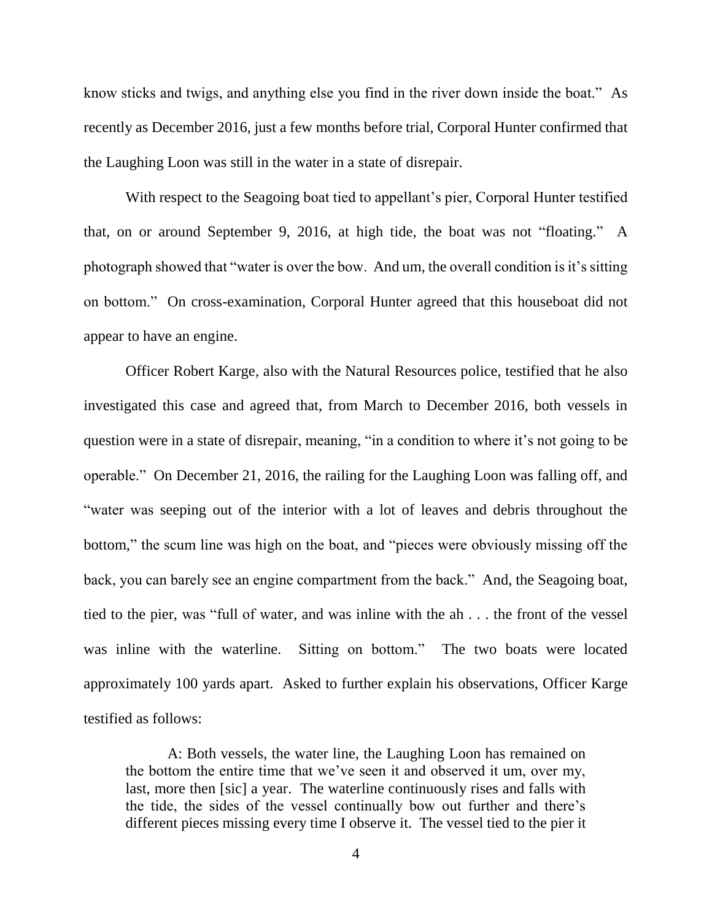know sticks and twigs, and anything else you find in the river down inside the boat." As recently as December 2016, just a few months before trial, Corporal Hunter confirmed that the Laughing Loon was still in the water in a state of disrepair.

With respect to the Seagoing boat tied to appellant's pier, Corporal Hunter testified that, on or around September 9, 2016, at high tide, the boat was not "floating." A photograph showed that "water is over the bow. And um, the overall condition is it's sitting on bottom." On cross-examination, Corporal Hunter agreed that this houseboat did not appear to have an engine.

Officer Robert Karge, also with the Natural Resources police, testified that he also investigated this case and agreed that, from March to December 2016, both vessels in question were in a state of disrepair, meaning, "in a condition to where it's not going to be operable." On December 21, 2016, the railing for the Laughing Loon was falling off, and "water was seeping out of the interior with a lot of leaves and debris throughout the bottom," the scum line was high on the boat, and "pieces were obviously missing off the back, you can barely see an engine compartment from the back." And, the Seagoing boat, tied to the pier, was "full of water, and was inline with the ah . . . the front of the vessel was inline with the waterline. Sitting on bottom." The two boats were located approximately 100 yards apart. Asked to further explain his observations, Officer Karge testified as follows:

> A: Both vessels, the water line, the Laughing Loon has remained on the bottom the entire time that we've seen it and observed it um, over my, last, more then [sic] a year. The waterline continuously rises and falls with the tide, the sides of the vessel continually bow out further and there's different pieces missing every time I observe it. The vessel tied to the pier it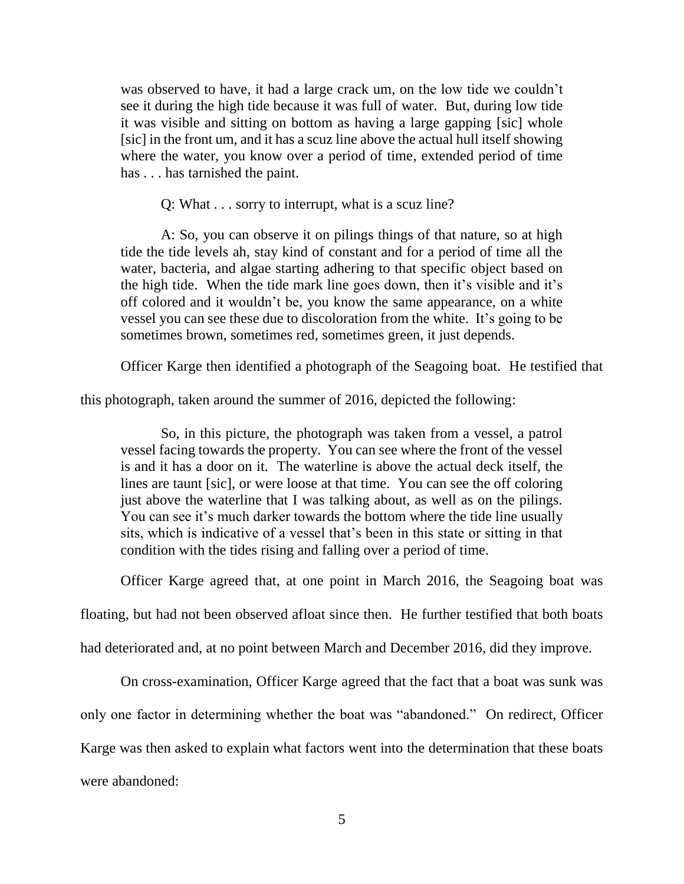was observed to have, it had a large crack um, on the low tide we couldn't see it during the high tide because it was full of water. But, during low tide it was visible and sitting on bottom as having a large gapping [sic] whole [sic] in the front um, and it has a scuz line above the actual hull itself showing where the water, you know over a period of time, extended period of time has . . . has tarnished the paint.

> Q: What . . . sorry to interrupt, what is a scuz line?
>
> A: So, you can observe it on pilings things of that nature, so at high tide the tide levels ah, stay kind of constant and for a period of time all the water, bacteria, and algae starting adhering to that specific object based on the high tide. When the tide mark line goes down, then it's visible and it's off colored and it wouldn't be, you know the same appearance, on a white vessel you can see these due to discoloration from the white. It's going to be sometimes brown, sometimes red, sometimes green, it just depends.

Officer Karge then identified a photograph of the Seagoing boat. He testified that this photograph, taken around the summer of 2016, depicted the following:

> So, in this picture, the photograph was taken from a vessel, a patrol vessel facing towards the property. You can see where the front of the vessel is and it has a door on it. The waterline is above the actual deck itself, the lines are taunt [sic], or were loose at that time. You can see the off coloring just above the waterline that I was talking about, as well as on the pilings. You can see it's much darker towards the bottom where the tide line usually sits, which is indicative of a vessel that's been in this state or sitting in that condition with the tides rising and falling over a period of time.

Officer Karge agreed that, at one point in March 2016, the Seagoing boat was floating, but had not been observed afloat since then. He further testified that both boats had deteriorated and, at no point between March and December 2016, did they improve.

On cross-examination, Officer Karge agreed that the fact that a boat was sunk was only one factor in determining whether the boat was "abandoned." On redirect, Officer Karge was then asked to explain what factors went into the determination that these boats were abandoned: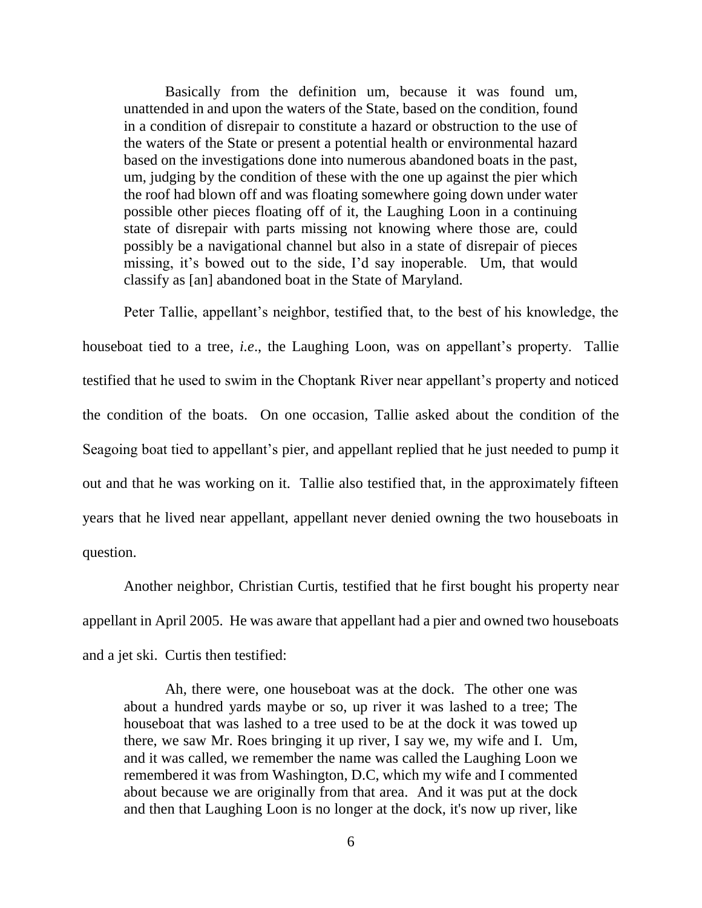> Basically from the definition um, because it was found um, unattended in and upon the waters of the State, based on the condition, found in a condition of disrepair to constitute a hazard or obstruction to the use of the waters of the State or present a potential health or environmental hazard based on the investigations done into numerous abandoned boats in the past, um, judging by the condition of these with the one up against the pier which the roof had blown off and was floating somewhere going down under water possible other pieces floating off of it, the Laughing Loon in a continuing state of disrepair with parts missing not knowing where those are, could possibly be a navigational channel but also in a state of disrepair of pieces missing, it's bowed out to the side, I'd say inoperable. Um, that would classify as [an] abandoned boat in the State of Maryland.

Peter Tallie, appellant's neighbor, testified that, to the best of his knowledge, the houseboat tied to a tree, *i.e*., the Laughing Loon, was on appellant's property. Tallie testified that he used to swim in the Choptank River near appellant's property and noticed the condition of the boats. On one occasion, Tallie asked about the condition of the Seagoing boat tied to appellant's pier, and appellant replied that he just needed to pump it out and that he was working on it. Tallie also testified that, in the approximately fifteen years that he lived near appellant, appellant never denied owning the two houseboats in question.

Another neighbor, Christian Curtis, testified that he first bought his property near appellant in April 2005. He was aware that appellant had a pier and owned two houseboats and a jet ski. Curtis then testified:

> Ah, there were, one houseboat was at the dock. The other one was about a hundred yards maybe or so, up river it was lashed to a tree; The houseboat that was lashed to a tree used to be at the dock it was towed up there, we saw Mr. Roes bringing it up river, I say we, my wife and I. Um, and it was called, we remember the name was called the Laughing Loon we remembered it was from Washington, D.C, which my wife and I commented about because we are originally from that area. And it was put at the dock and then that Laughing Loon is no longer at the dock, it's now up river, like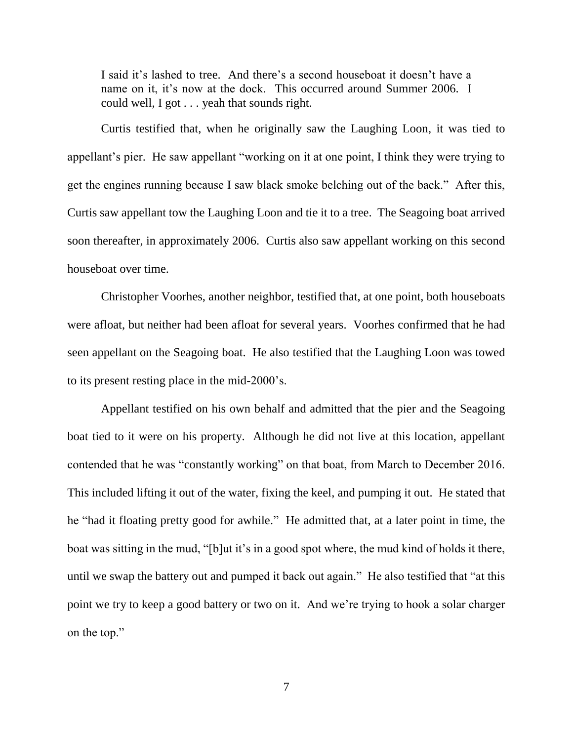> I said it's lashed to tree. And there's a second houseboat it doesn't have a name on it, it's now at the dock. This occurred around Summer 2006. I could well, I got . . . yeah that sounds right.

Curtis testified that, when he originally saw the Laughing Loon, it was tied to appellant's pier. He saw appellant "working on it at one point, I think they were trying to get the engines running because I saw black smoke belching out of the back." After this, Curtis saw appellant tow the Laughing Loon and tie it to a tree. The Seagoing boat arrived soon thereafter, in approximately 2006. Curtis also saw appellant working on this second houseboat over time.

Christopher Voorhes, another neighbor, testified that, at one point, both houseboats were afloat, but neither had been afloat for several years. Voorhes confirmed that he had seen appellant on the Seagoing boat. He also testified that the Laughing Loon was towed to its present resting place in the mid-2000's.

Appellant testified on his own behalf and admitted that the pier and the Seagoing boat tied to it were on his property. Although he did not live at this location, appellant contended that he was "constantly working" on that boat, from March to December 2016. This included lifting it out of the water, fixing the keel, and pumping it out. He stated that he "had it floating pretty good for awhile." He admitted that, at a later point in time, the boat was sitting in the mud, "[b]ut it's in a good spot where, the mud kind of holds it there, until we swap the battery out and pumped it back out again." He also testified that "at this point we try to keep a good battery or two on it. And we're trying to hook a solar charger on the top."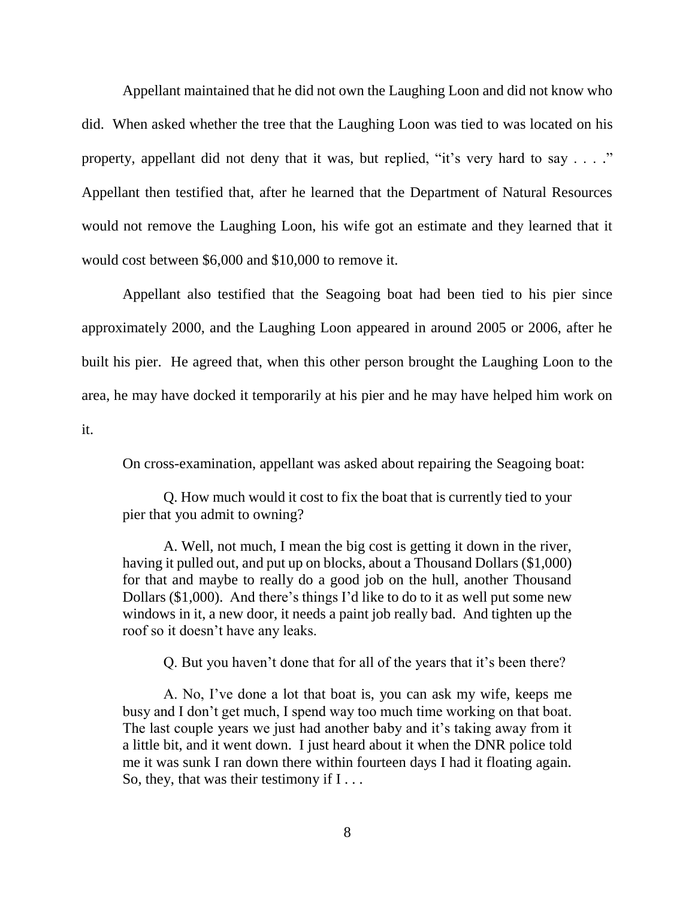Appellant maintained that he did not own the Laughing Loon and did not know who did. When asked whether the tree that the Laughing Loon was tied to was located on his property, appellant did not deny that it was, but replied, "it's very hard to say . . . ." Appellant then testified that, after he learned that the Department of Natural Resources would not remove the Laughing Loon, his wife got an estimate and they learned that it would cost between $6,000 and $10,000 to remove it.

Appellant also testified that the Seagoing boat had been tied to his pier since approximately 2000, and the Laughing Loon appeared in around 2005 or 2006, after he built his pier. He agreed that, when this other person brought the Laughing Loon to the area, he may have docked it temporarily at his pier and he may have helped him work on it.

On cross-examination, appellant was asked about repairing the Seagoing boat:

> Q. How much would it cost to fix the boat that is currently tied to your pier that you admit to owning?
>
> A. Well, not much, I mean the big cost is getting it down in the river, having it pulled out, and put up on blocks, about a Thousand Dollars ($1,000) for that and maybe to really do a good job on the hull, another Thousand Dollars ($1,000). And there's things I'd like to do to it as well put some new windows in it, a new door, it needs a paint job really bad. And tighten up the roof so it doesn't have any leaks.
>
> Q. But you haven't done that for all of the years that it's been there?
>
> A. No, I've done a lot that boat is, you can ask my wife, keeps me busy and I don't get much, I spend way too much time working on that boat. The last couple years we just had another baby and it's taking away from it a little bit, and it went down. I just heard about it when the DNR police told me it was sunk I ran down there within fourteen days I had it floating again. So, they, that was their testimony if I . . .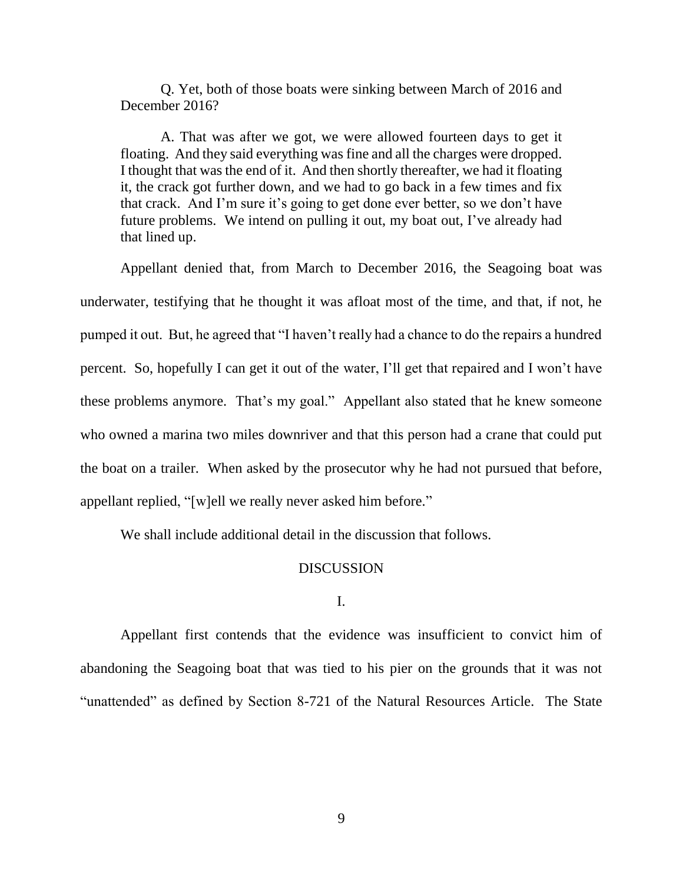> Q. Yet, both of those boats were sinking between March of 2016 and December 2016?
>
> A. That was after we got, we were allowed fourteen days to get it floating. And they said everything was fine and all the charges were dropped. I thought that was the end of it. And then shortly thereafter, we had it floating it, the crack got further down, and we had to go back in a few times and fix that crack. And I'm sure it's going to get done ever better, so we don't have future problems. We intend on pulling it out, my boat out, I've already had that lined up.

Appellant denied that, from March to December 2016, the Seagoing boat was underwater, testifying that he thought it was afloat most of the time, and that, if not, he pumped it out. But, he agreed that "I haven't really had a chance to do the repairs a hundred percent. So, hopefully I can get it out of the water, I'll get that repaired and I won't have these problems anymore. That's my goal." Appellant also stated that he knew someone who owned a marina two miles downriver and that this person had a crane that could put the boat on a trailer. When asked by the prosecutor why he had not pursued that before, appellant replied, "[w]ell we really never asked him before."

We shall include additional detail in the discussion that follows.

## DISCUSSION

### I.

Appellant first contends that the evidence was insufficient to convict him of abandoning the Seagoing boat that was tied to his pier on the grounds that it was not "unattended" as defined by Section 8-721 of the Natural Resources Article. The State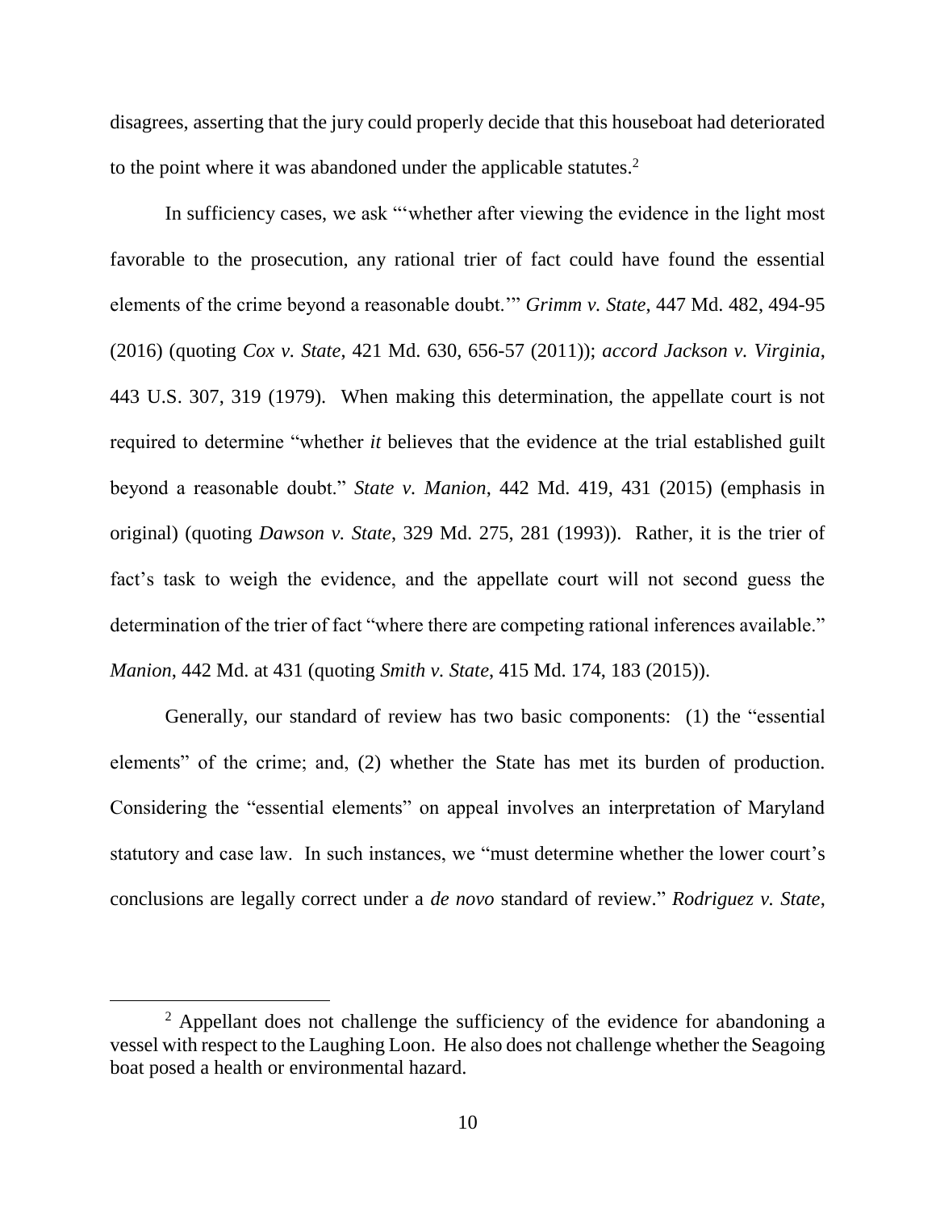disagrees, asserting that the jury could properly decide that this houseboat had deteriorated to the point where it was abandoned under the applicable statutes.[2]

In sufficiency cases, we ask "'whether after viewing the evidence in the light most favorable to the prosecution, any rational trier of fact could have found the essential elements of the crime beyond a reasonable doubt.'" *Grimm v. State*, 447 Md. 482, 494-95 (2016) (quoting *Cox v. State*, 421 Md. 630, 656-57 (2011)); *accord Jackson v. Virginia*, 443 U.S. 307, 319 (1979). When making this determination, the appellate court is not required to determine "whether *it* believes that the evidence at the trial established guilt beyond a reasonable doubt." *State v. Manion*, 442 Md. 419, 431 (2015) (emphasis in original) (quoting *Dawson v. State*, 329 Md. 275, 281 (1993)). Rather, it is the trier of fact's task to weigh the evidence, and the appellate court will not second guess the determination of the trier of fact "where there are competing rational inferences available." *Manion*, 442 Md. at 431 (quoting *Smith v. State*, 415 Md. 174, 183 (2015)).

Generally, our standard of review has two basic components: (1) the "essential elements" of the crime; and, (2) whether the State has met its burden of production. Considering the "essential elements" on appeal involves an interpretation of Maryland statutory and case law. In such instances, we "must determine whether the lower court's conclusions are legally correct under a *de novo* standard of review." *Rodriguez v. State*,

[2] Appellant does not challenge the sufficiency of the evidence for abandoning a vessel with respect to the Laughing Loon. He also does not challenge whether the Seagoing boat posed a health or environmental hazard.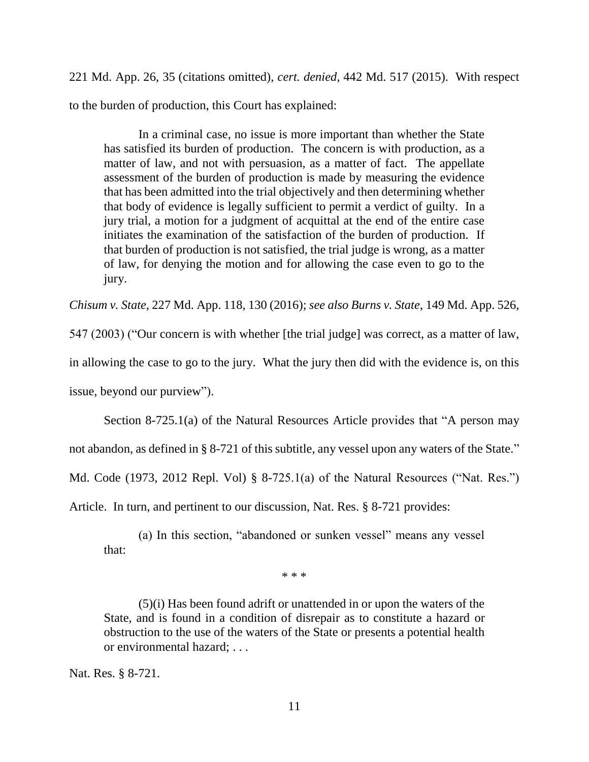221 Md. App. 26, 35 (citations omitted), *cert. denied*, 442 Md. 517 (2015). With respect to the burden of production, this Court has explained:

> In a criminal case, no issue is more important than whether the State has satisfied its burden of production. The concern is with production, as a matter of law, and not with persuasion, as a matter of fact. The appellate assessment of the burden of production is made by measuring the evidence that has been admitted into the trial objectively and then determining whether that body of evidence is legally sufficient to permit a verdict of guilty. In a jury trial, a motion for a judgment of acquittal at the end of the entire case initiates the examination of the satisfaction of the burden of production. If that burden of production is not satisfied, the trial judge is wrong, as a matter of law, for denying the motion and for allowing the case even to go to the jury.

*Chisum v. State*, 227 Md. App. 118, 130 (2016); *see also Burns v. State*, 149 Md. App. 526, 547 (2003) ("Our concern is with whether [the trial judge] was correct, as a matter of law, in allowing the case to go to the jury. What the jury then did with the evidence is, on this issue, beyond our purview").

Section 8-725.1(a) of the Natural Resources Article provides that "A person may not abandon, as defined in § 8-721 of this subtitle, any vessel upon any waters of the State." Md. Code (1973, 2012 Repl. Vol) § 8-725.1(a) of the Natural Resources ("Nat. Res.") Article. In turn, and pertinent to our discussion, Nat. Res. § 8-721 provides:

> (a) In this section, "abandoned or sunken vessel" means any vessel that:
>
> \* \* \*
>
> (5)(i) Has been found adrift or unattended in or upon the waters of the State, and is found in a condition of disrepair as to constitute a hazard or obstruction to the use of the waters of the State or presents a potential health or environmental hazard; . . .

Nat. Res. § 8-721.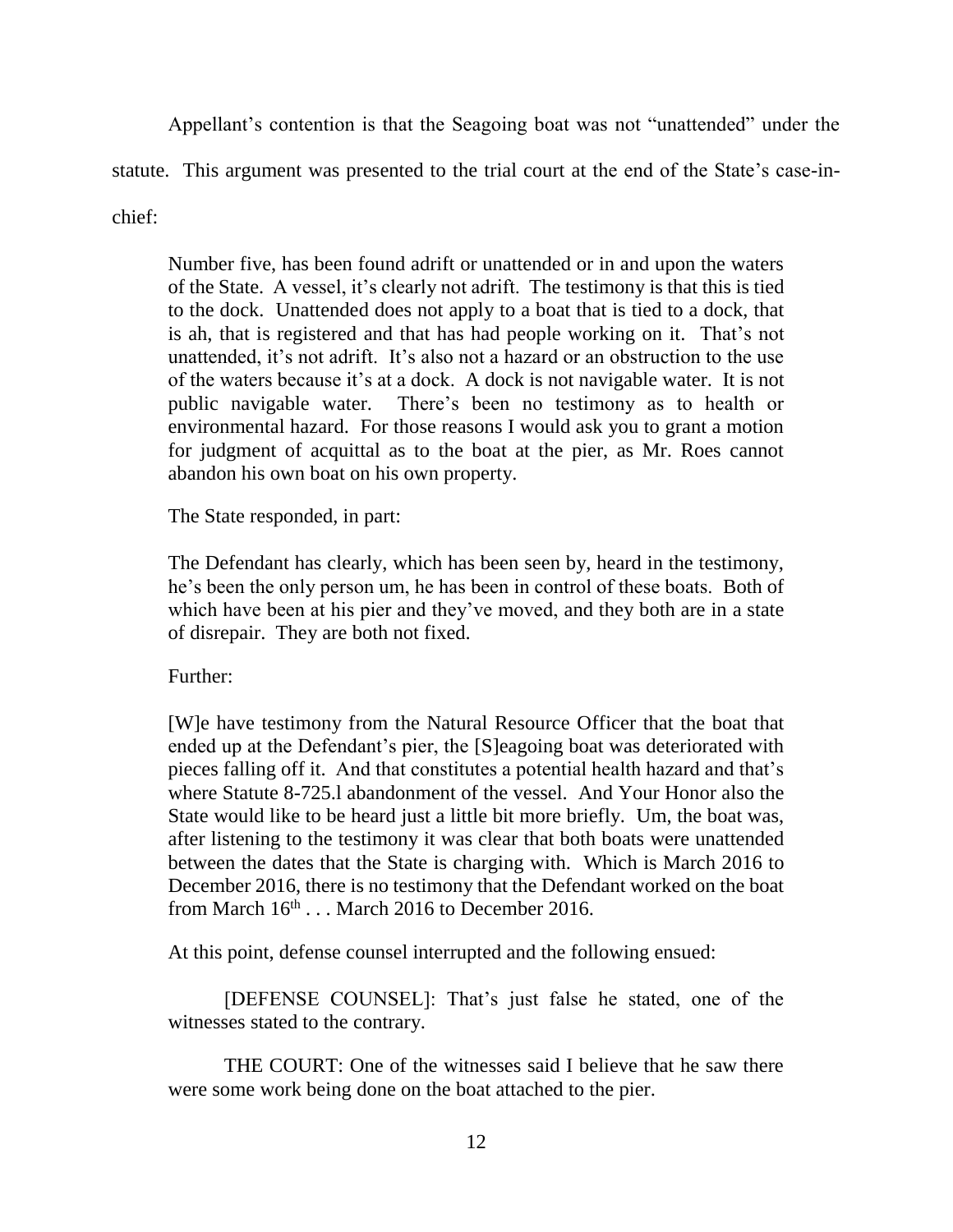Appellant's contention is that the Seagoing boat was not "unattended" under the statute. This argument was presented to the trial court at the end of the State's case-in-chief:

> Number five, has been found adrift or unattended or in and upon the waters of the State. A vessel, it's clearly not adrift. The testimony is that this is tied to the dock. Unattended does not apply to a boat that is tied to a dock, that is ah, that is registered and that has had people working on it. That's not unattended, it's not adrift. It's also not a hazard or an obstruction to the use of the waters because it's at a dock. A dock is not navigable water. It is not public navigable water. There's been no testimony as to health or environmental hazard. For those reasons I would ask you to grant a motion for judgment of acquittal as to the boat at the pier, as Mr. Roes cannot abandon his own boat on his own property.

The State responded, in part:

> The Defendant has clearly, which has been seen by, heard in the testimony, he's been the only person um, he has been in control of these boats. Both of which have been at his pier and they've moved, and they both are in a state of disrepair. They are both not fixed.

Further:

> [W]e have testimony from the Natural Resource Officer that the boat that ended up at the Defendant's pier, the [S]eagoing boat was deteriorated with pieces falling off it. And that constitutes a potential health hazard and that's where Statute 8-725.l abandonment of the vessel. And Your Honor also the State would like to be heard just a little bit more briefly. Um, the boat was, after listening to the testimony it was clear that both boats were unattended between the dates that the State is charging with. Which is March 2016 to December 2016, there is no testimony that the Defendant worked on the boat from March 16th . . . March 2016 to December 2016.

At this point, defense counsel interrupted and the following ensued:

> [DEFENSE COUNSEL]: That's just false he stated, one of the witnesses stated to the contrary.
>
> THE COURT: One of the witnesses said I believe that he saw there were some work being done on the boat attached to the pier.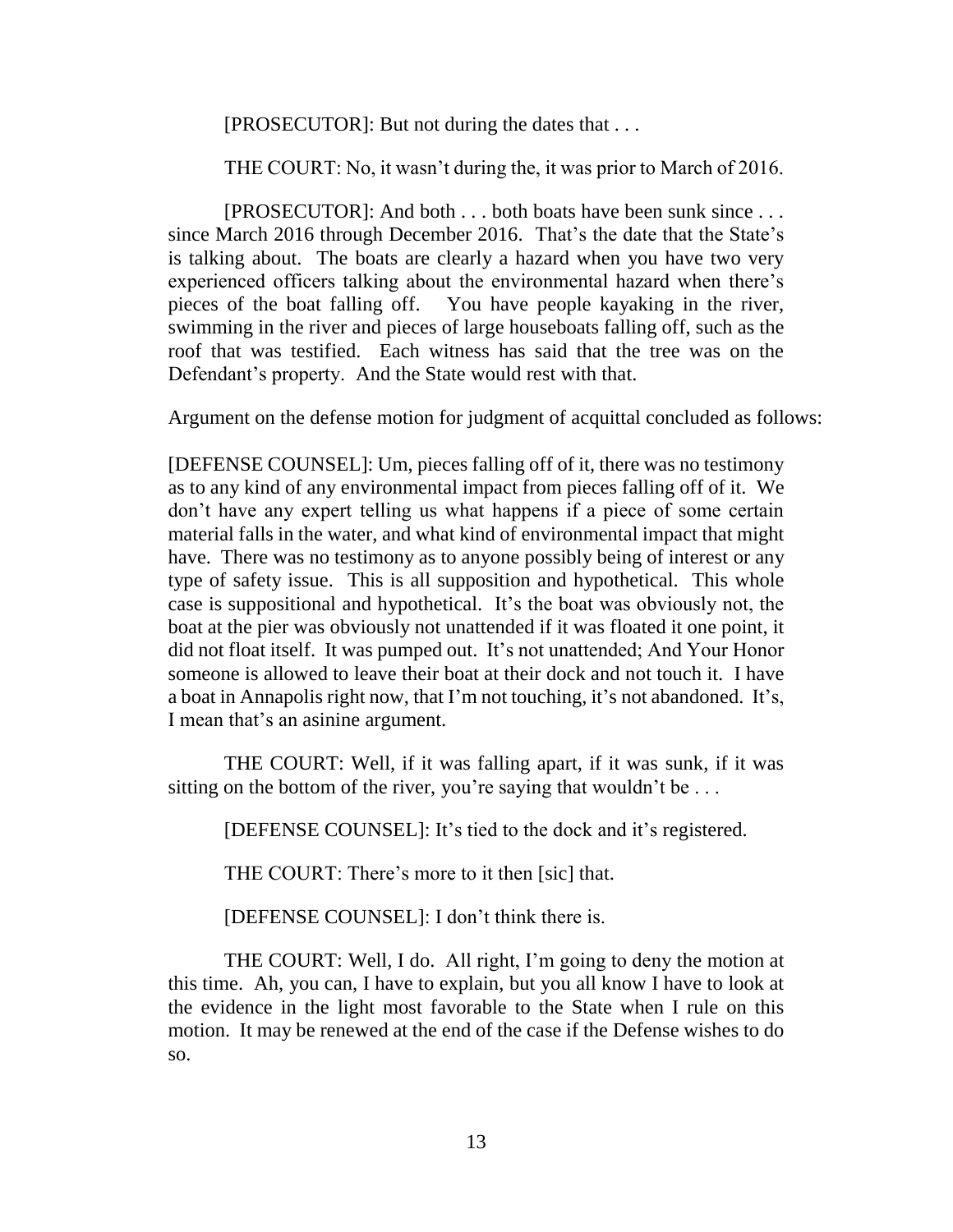[PROSECUTOR]: But not during the dates that . . .

THE COURT: No, it wasn't during the, it was prior to March of 2016.

[PROSECUTOR]: And both . . . both boats have been sunk since . . . since March 2016 through December 2016. That's the date that the State's is talking about. The boats are clearly a hazard when you have two very experienced officers talking about the environmental hazard when there's pieces of the boat falling off. You have people kayaking in the river, swimming in the river and pieces of large houseboats falling off, such as the roof that was testified. Each witness has said that the tree was on the Defendant's property. And the State would rest with that.

Argument on the defense motion for judgment of acquittal concluded as follows:

[DEFENSE COUNSEL]: Um, pieces falling off of it, there was no testimony as to any kind of any environmental impact from pieces falling off of it. We don't have any expert telling us what happens if a piece of some certain material falls in the water, and what kind of environmental impact that might have. There was no testimony as to anyone possibly being of interest or any type of safety issue. This is all supposition and hypothetical. This whole case is suppositional and hypothetical. It's the boat was obviously not, the boat at the pier was obviously not unattended if it was floated it one point, it did not float itself. It was pumped out. It's not unattended; And Your Honor someone is allowed to leave their boat at their dock and not touch it. I have a boat in Annapolis right now, that I'm not touching, it's not abandoned. It's, I mean that's an asinine argument.

THE COURT: Well, if it was falling apart, if it was sunk, if it was sitting on the bottom of the river, you're saying that wouldn't be . . .

[DEFENSE COUNSEL]: It's tied to the dock and it's registered.

THE COURT: There's more to it then [sic] that.

[DEFENSE COUNSEL]: I don't think there is.

THE COURT: Well, I do. All right, I'm going to deny the motion at this time. Ah, you can, I have to explain, but you all know I have to look at the evidence in the light most favorable to the State when I rule on this motion. It may be renewed at the end of the case if the Defense wishes to do so.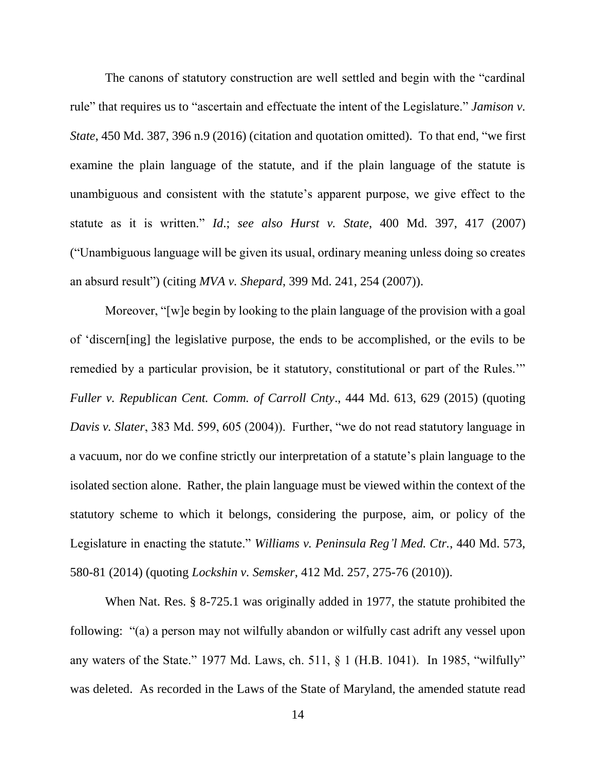The canons of statutory construction are well settled and begin with the "cardinal rule" that requires us to "ascertain and effectuate the intent of the Legislature." *Jamison v. State*, 450 Md. 387, 396 n.9 (2016) (citation and quotation omitted). To that end, "we first examine the plain language of the statute, and if the plain language of the statute is unambiguous and consistent with the statute's apparent purpose, we give effect to the statute as it is written." *Id*.; *see also Hurst v. State*, 400 Md. 397, 417 (2007) ("Unambiguous language will be given its usual, ordinary meaning unless doing so creates an absurd result") (citing *MVA v. Shepard*, 399 Md. 241, 254 (2007)).

Moreover, "[w]e begin by looking to the plain language of the provision with a goal of 'discern[ing] the legislative purpose, the ends to be accomplished, or the evils to be remedied by a particular provision, be it statutory, constitutional or part of the Rules.'" *Fuller v. Republican Cent. Comm. of Carroll Cnty*., 444 Md. 613, 629 (2015) (quoting *Davis v. Slater*, 383 Md. 599, 605 (2004)). Further, "we do not read statutory language in a vacuum, nor do we confine strictly our interpretation of a statute's plain language to the isolated section alone. Rather, the plain language must be viewed within the context of the statutory scheme to which it belongs, considering the purpose, aim, or policy of the Legislature in enacting the statute." *Williams v. Peninsula Reg'l Med. Ctr.*, 440 Md. 573, 580-81 (2014) (quoting *Lockshin v. Semsker*, 412 Md. 257, 275-76 (2010)).

When Nat. Res. § 8-725.1 was originally added in 1977, the statute prohibited the following: "(a) a person may not wilfully abandon or wilfully cast adrift any vessel upon any waters of the State." 1977 Md. Laws, ch. 511, § 1 (H.B. 1041). In 1985, "wilfully" was deleted. As recorded in the Laws of the State of Maryland, the amended statute read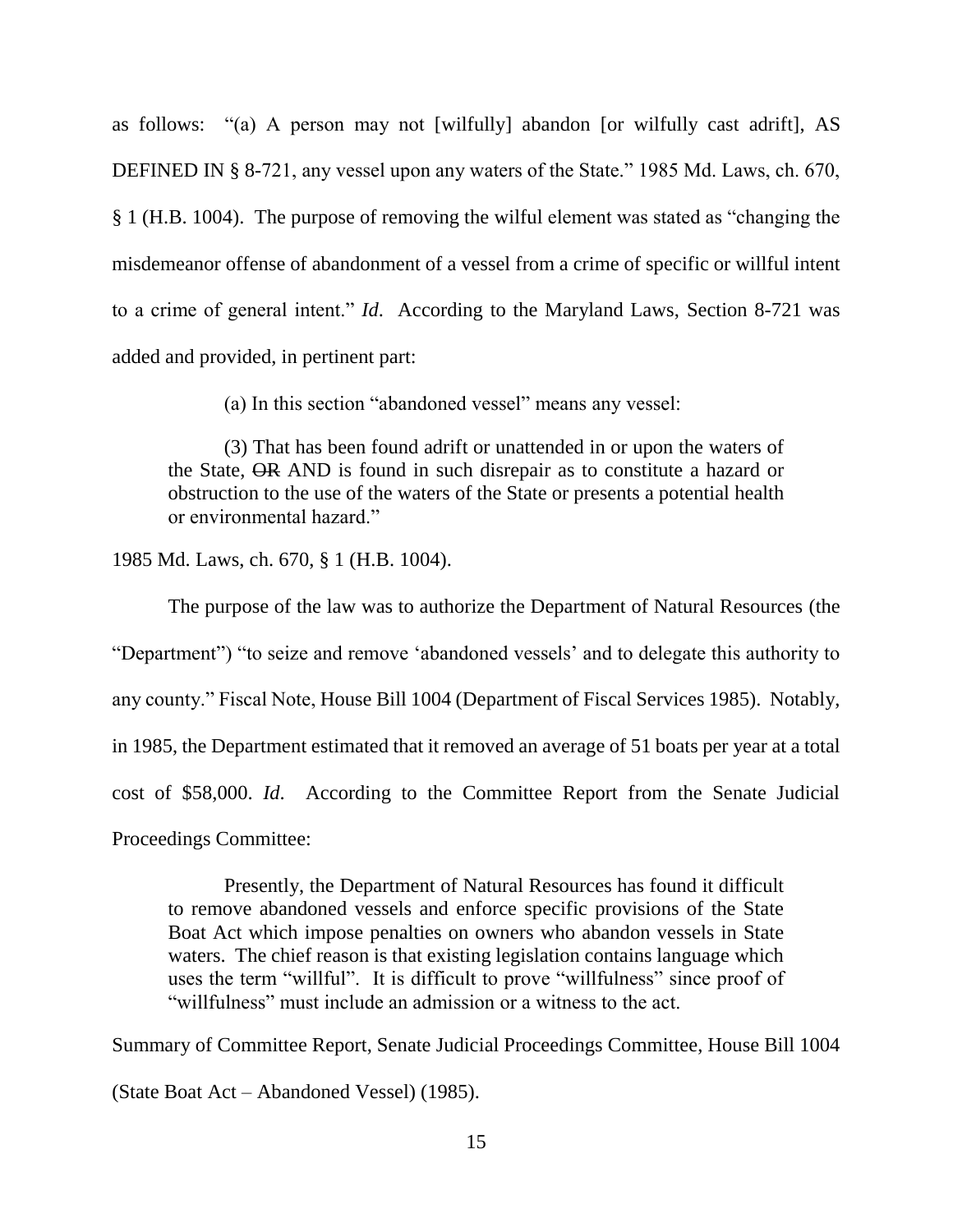as follows: "(a) A person may not [wilfully] abandon [or wilfully cast adrift], AS DEFINED IN § 8-721, any vessel upon any waters of the State." 1985 Md. Laws, ch. 670, § 1 (H.B. 1004). The purpose of removing the wilful element was stated as "changing the misdemeanor offense of abandonment of a vessel from a crime of specific or willful intent to a crime of general intent." *Id*. According to the Maryland Laws, Section 8-721 was added and provided, in pertinent part:

> (a) In this section "abandoned vessel" means any vessel:
>
> (3) That has been found adrift or unattended in or upon the waters of the State, ~~OR~~ AND is found in such disrepair as to constitute a hazard or obstruction to the use of the waters of the State or presents a potential health or environmental hazard."

1985 Md. Laws, ch. 670, § 1 (H.B. 1004).

The purpose of the law was to authorize the Department of Natural Resources (the "Department") "to seize and remove 'abandoned vessels' and to delegate this authority to any county." Fiscal Note, House Bill 1004 (Department of Fiscal Services 1985). Notably, in 1985, the Department estimated that it removed an average of 51 boats per year at a total cost of $58,000. *Id*. According to the Committee Report from the Senate Judicial Proceedings Committee:

> Presently, the Department of Natural Resources has found it difficult to remove abandoned vessels and enforce specific provisions of the State Boat Act which impose penalties on owners who abandon vessels in State waters. The chief reason is that existing legislation contains language which uses the term "willful". It is difficult to prove "willfulness" since proof of "willfulness" must include an admission or a witness to the act.

Summary of Committee Report, Senate Judicial Proceedings Committee, House Bill 1004 (State Boat Act – Abandoned Vessel) (1985).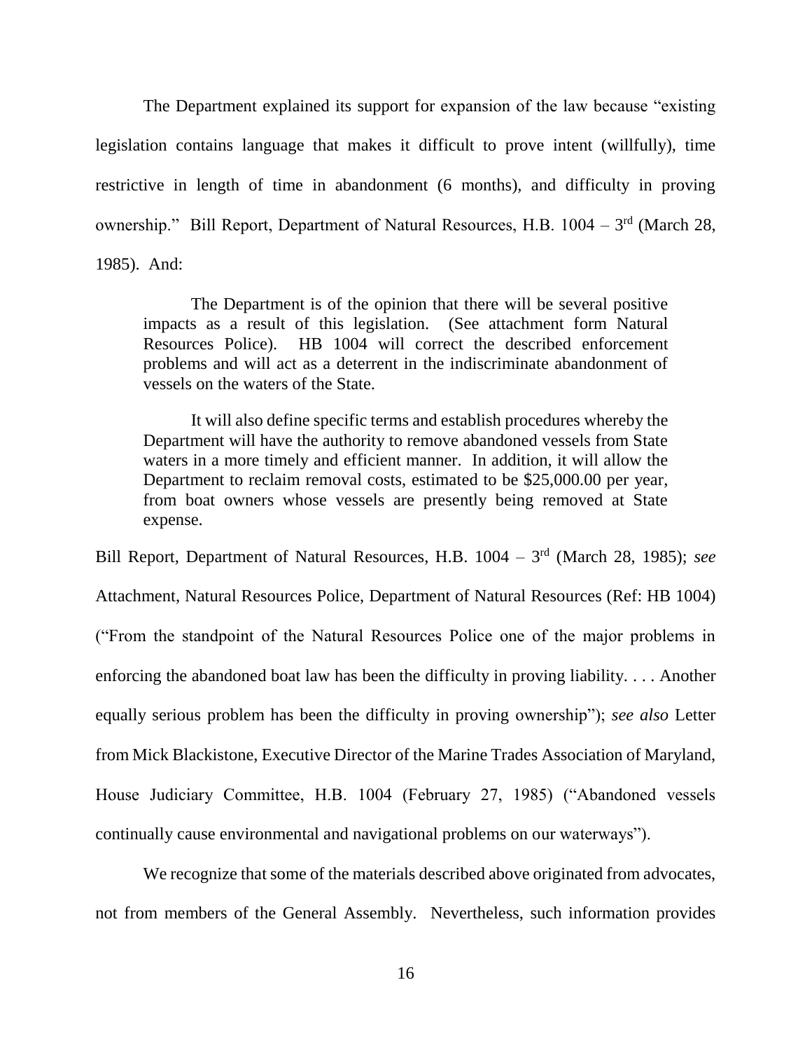The Department explained its support for expansion of the law because "existing legislation contains language that makes it difficult to prove intent (willfully), time restrictive in length of time in abandonment (6 months), and difficulty in proving ownership." Bill Report, Department of Natural Resources, H.B. 1004 – 3rd (March 28, 1985). And:

> The Department is of the opinion that there will be several positive impacts as a result of this legislation. (See attachment form Natural Resources Police). HB 1004 will correct the described enforcement problems and will act as a deterrent in the indiscriminate abandonment of vessels on the waters of the State.
>
> It will also define specific terms and establish procedures whereby the Department will have the authority to remove abandoned vessels from State waters in a more timely and efficient manner. In addition, it will allow the Department to reclaim removal costs, estimated to be $25,000.00 per year, from boat owners whose vessels are presently being removed at State expense.

Bill Report, Department of Natural Resources, H.B. 1004 – 3rd (March 28, 1985); *see* Attachment, Natural Resources Police, Department of Natural Resources (Ref: HB 1004) ("From the standpoint of the Natural Resources Police one of the major problems in enforcing the abandoned boat law has been the difficulty in proving liability. . . . Another equally serious problem has been the difficulty in proving ownership"); *see also* Letter from Mick Blackistone, Executive Director of the Marine Trades Association of Maryland, House Judiciary Committee, H.B. 1004 (February 27, 1985) ("Abandoned vessels continually cause environmental and navigational problems on our waterways").

We recognize that some of the materials described above originated from advocates, not from members of the General Assembly. Nevertheless, such information provides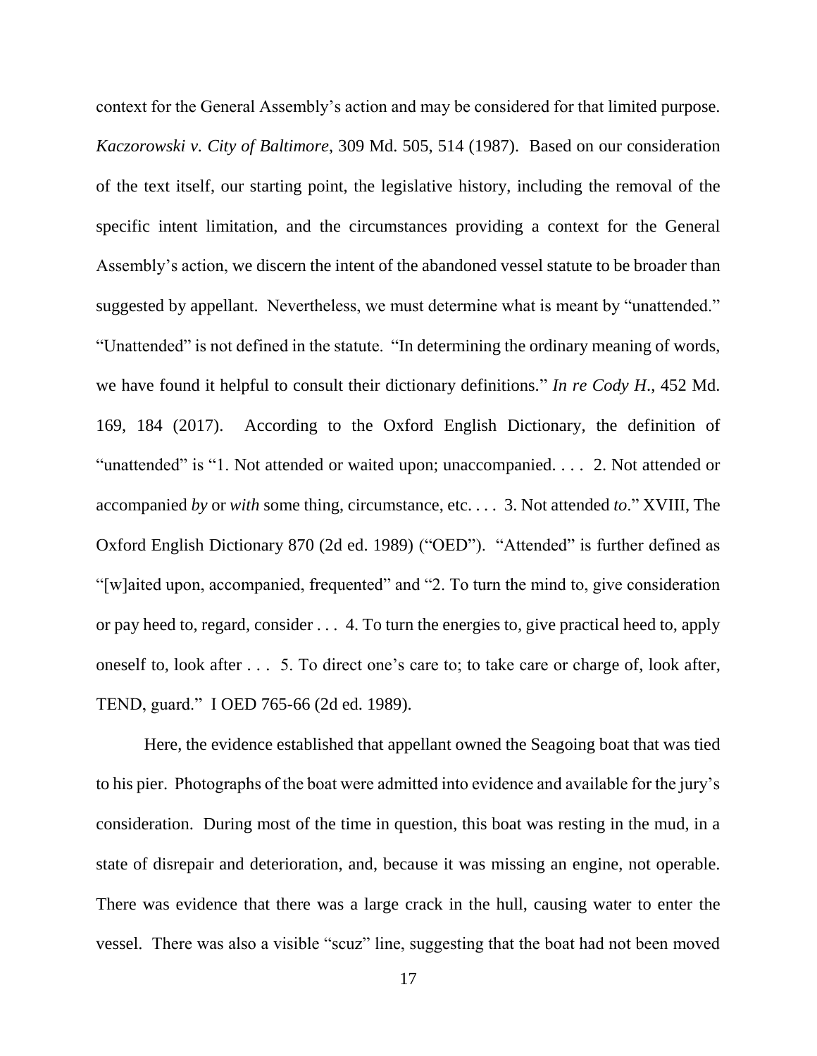context for the General Assembly's action and may be considered for that limited purpose. *Kaczorowski v. City of Baltimore*, 309 Md. 505, 514 (1987). Based on our consideration of the text itself, our starting point, the legislative history, including the removal of the specific intent limitation, and the circumstances providing a context for the General Assembly's action, we discern the intent of the abandoned vessel statute to be broader than suggested by appellant. Nevertheless, we must determine what is meant by "unattended." "Unattended" is not defined in the statute. "In determining the ordinary meaning of words, we have found it helpful to consult their dictionary definitions." *In re Cody H*., 452 Md. 169, 184 (2017). According to the Oxford English Dictionary, the definition of "unattended" is "1. Not attended or waited upon; unaccompanied. . . . 2. Not attended or accompanied *by* or *with* some thing, circumstance, etc. . . . 3. Not attended *to*." XVIII, The Oxford English Dictionary 870 (2d ed. 1989) ("OED"). "Attended" is further defined as "[w]aited upon, accompanied, frequented" and "2. To turn the mind to, give consideration or pay heed to, regard, consider . . . 4. To turn the energies to, give practical heed to, apply oneself to, look after . . . 5. To direct one's care to; to take care or charge of, look after, TEND, guard." I OED 765-66 (2d ed. 1989).

Here, the evidence established that appellant owned the Seagoing boat that was tied to his pier. Photographs of the boat were admitted into evidence and available for the jury's consideration. During most of the time in question, this boat was resting in the mud, in a state of disrepair and deterioration, and, because it was missing an engine, not operable. There was evidence that there was a large crack in the hull, causing water to enter the vessel. There was also a visible "scuz" line, suggesting that the boat had not been moved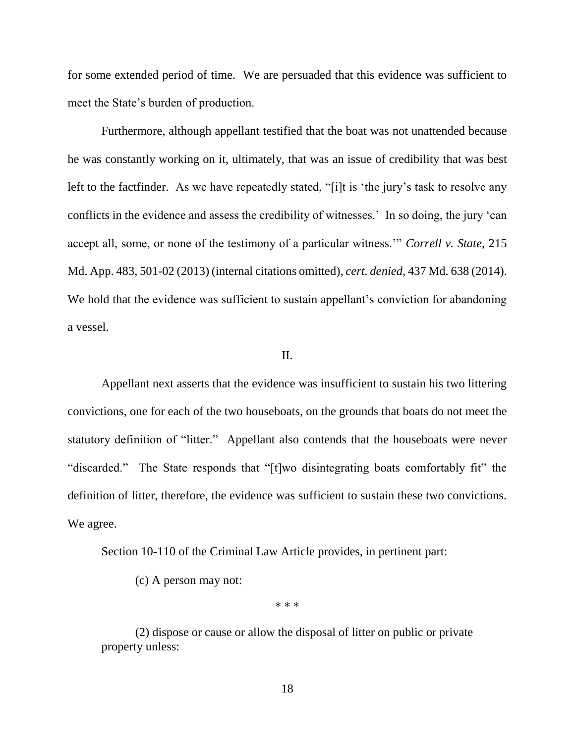for some extended period of time. We are persuaded that this evidence was sufficient to meet the State's burden of production.

Furthermore, although appellant testified that the boat was not unattended because he was constantly working on it, ultimately, that was an issue of credibility that was best left to the factfinder. As we have repeatedly stated, "[i]t is 'the jury's task to resolve any conflicts in the evidence and assess the credibility of witnesses.' In so doing, the jury 'can accept all, some, or none of the testimony of a particular witness.'" *Correll v. State*, 215 Md. App. 483, 501-02 (2013) (internal citations omitted), *cert. denied*, 437 Md. 638 (2014). We hold that the evidence was sufficient to sustain appellant's conviction for abandoning a vessel.

II.

Appellant next asserts that the evidence was insufficient to sustain his two littering convictions, one for each of the two houseboats, on the grounds that boats do not meet the statutory definition of "litter." Appellant also contends that the houseboats were never "discarded." The State responds that "[t]wo disintegrating boats comfortably fit" the definition of litter, therefore, the evidence was sufficient to sustain these two convictions. We agree.

Section 10-110 of the Criminal Law Article provides, in pertinent part:

> (c) A person may not:
>
> \* \* \*
>
> (2) dispose or cause or allow the disposal of litter on public or private property unless: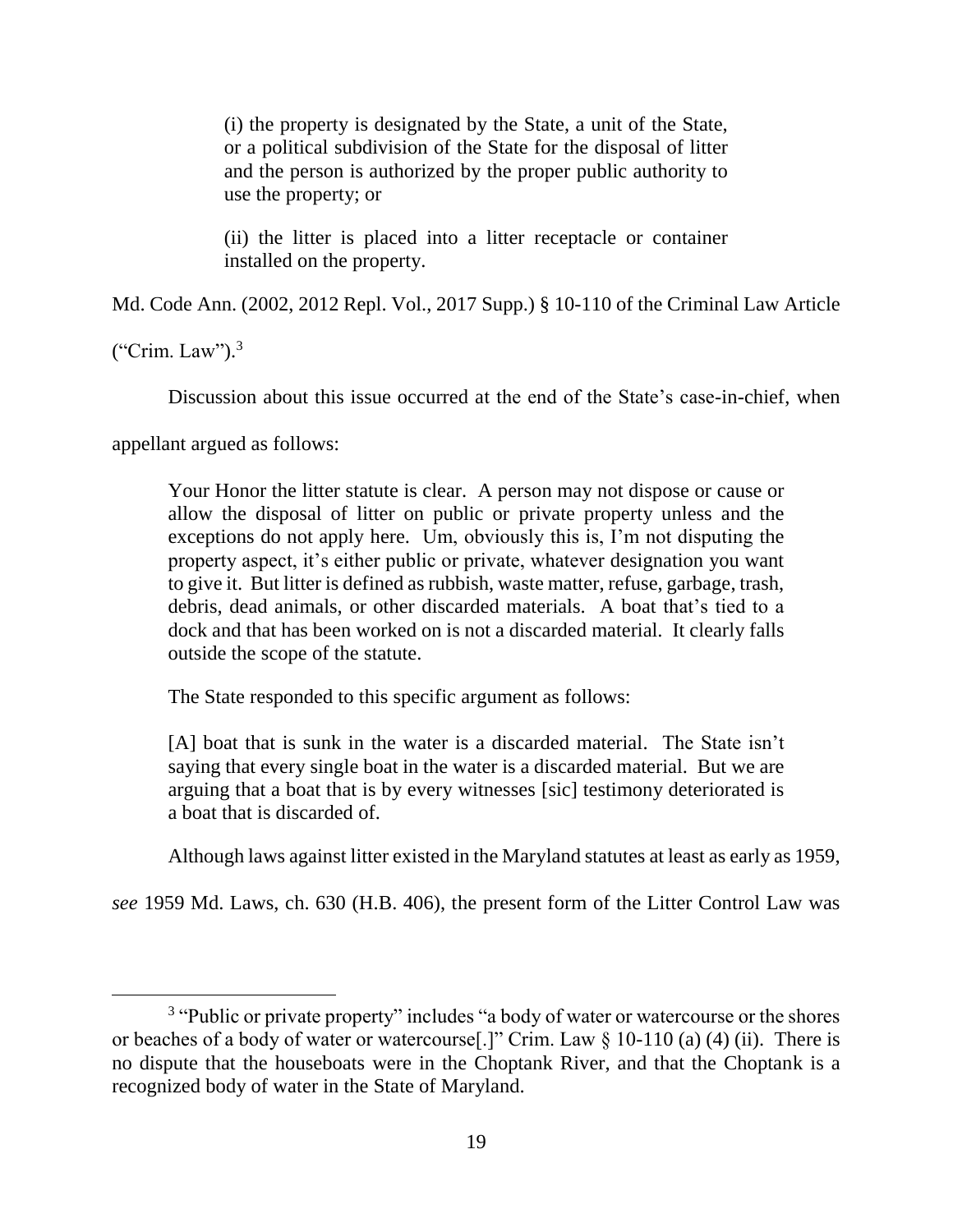> (i) the property is designated by the State, a unit of the State, or a political subdivision of the State for the disposal of litter and the person is authorized by the proper public authority to use the property; or
>
> (ii) the litter is placed into a litter receptacle or container installed on the property.

Md. Code Ann. (2002, 2012 Repl. Vol., 2017 Supp.) § 10-110 of the Criminal Law Article ("Crim. Law").[3]

Discussion about this issue occurred at the end of the State's case-in-chief, when appellant argued as follows:

> Your Honor the litter statute is clear. A person may not dispose or cause or allow the disposal of litter on public or private property unless and the exceptions do not apply here. Um, obviously this is, I'm not disputing the property aspect, it's either public or private, whatever designation you want to give it. But litter is defined as rubbish, waste matter, refuse, garbage, trash, debris, dead animals, or other discarded materials. A boat that's tied to a dock and that has been worked on is not a discarded material. It clearly falls outside the scope of the statute.

The State responded to this specific argument as follows:

> [A] boat that is sunk in the water is a discarded material. The State isn't saying that every single boat in the water is a discarded material. But we are arguing that a boat that is by every witnesses [sic] testimony deteriorated is a boat that is discarded of.

Although laws against litter existed in the Maryland statutes at least as early as 1959, *see* 1959 Md. Laws, ch. 630 (H.B. 406), the present form of the Litter Control Law was

---

[3] "Public or private property" includes "a body of water or watercourse or the shores or beaches of a body of water or watercourse[.]" Crim. Law § 10-110 (a) (4) (ii). There is no dispute that the houseboats were in the Choptank River, and that the Choptank is a recognized body of water in the State of Maryland.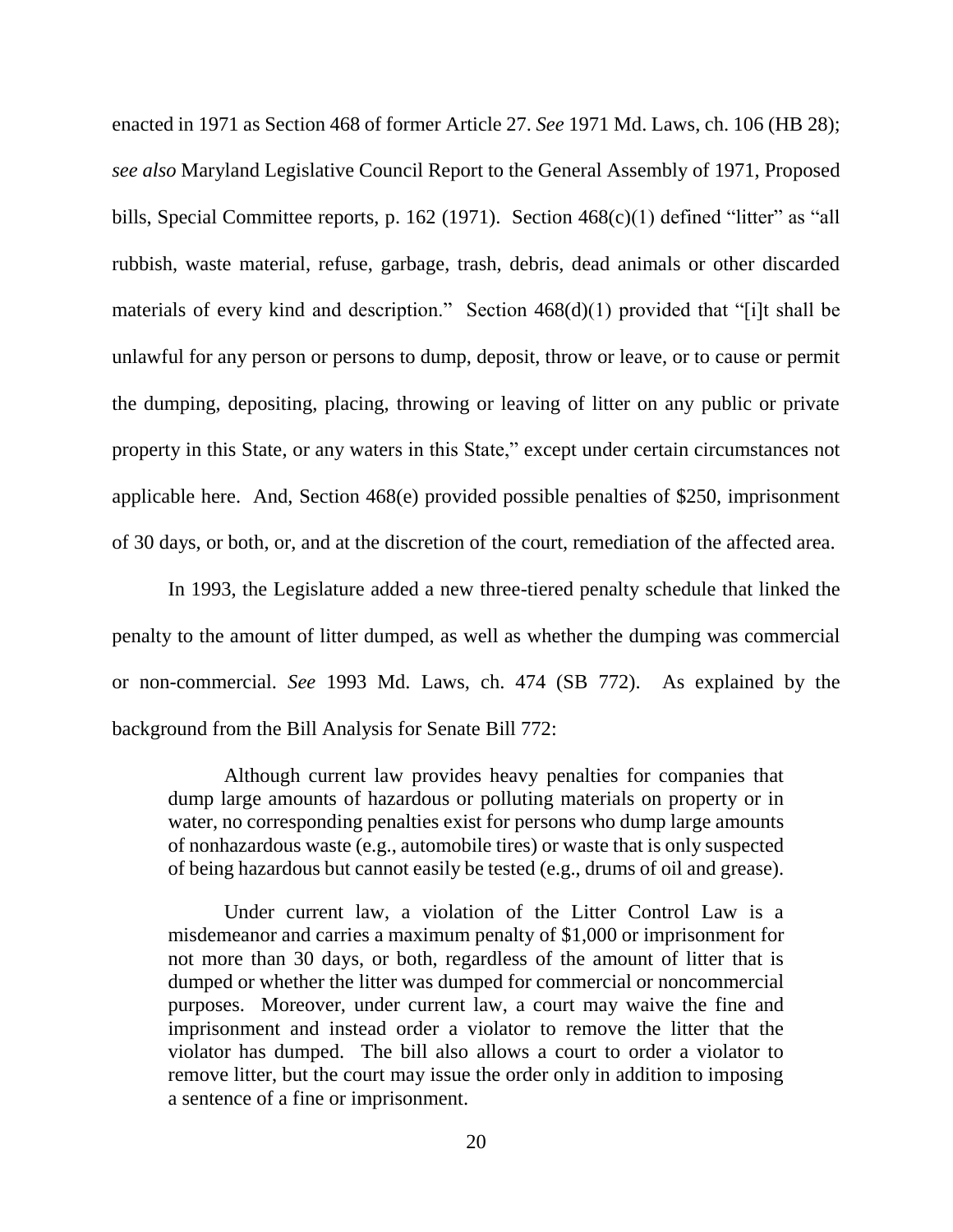enacted in 1971 as Section 468 of former Article 27. *See* 1971 Md. Laws, ch. 106 (HB 28); *see also* Maryland Legislative Council Report to the General Assembly of 1971, Proposed bills, Special Committee reports, p. 162 (1971). Section 468(c)(1) defined "litter" as "all rubbish, waste material, refuse, garbage, trash, debris, dead animals or other discarded materials of every kind and description." Section 468(d)(1) provided that "[i]t shall be unlawful for any person or persons to dump, deposit, throw or leave, or to cause or permit the dumping, depositing, placing, throwing or leaving of litter on any public or private property in this State, or any waters in this State," except under certain circumstances not applicable here. And, Section 468(e) provided possible penalties of $250, imprisonment of 30 days, or both, or, and at the discretion of the court, remediation of the affected area.

In 1993, the Legislature added a new three-tiered penalty schedule that linked the penalty to the amount of litter dumped, as well as whether the dumping was commercial or non-commercial. *See* 1993 Md. Laws, ch. 474 (SB 772). As explained by the background from the Bill Analysis for Senate Bill 772:

> Although current law provides heavy penalties for companies that dump large amounts of hazardous or polluting materials on property or in water, no corresponding penalties exist for persons who dump large amounts of nonhazardous waste (e.g., automobile tires) or waste that is only suspected of being hazardous but cannot easily be tested (e.g., drums of oil and grease).
>
> Under current law, a violation of the Litter Control Law is a misdemeanor and carries a maximum penalty of $1,000 or imprisonment for not more than 30 days, or both, regardless of the amount of litter that is dumped or whether the litter was dumped for commercial or noncommercial purposes. Moreover, under current law, a court may waive the fine and imprisonment and instead order a violator to remove the litter that the violator has dumped. The bill also allows a court to order a violator to remove litter, but the court may issue the order only in addition to imposing a sentence of a fine or imprisonment.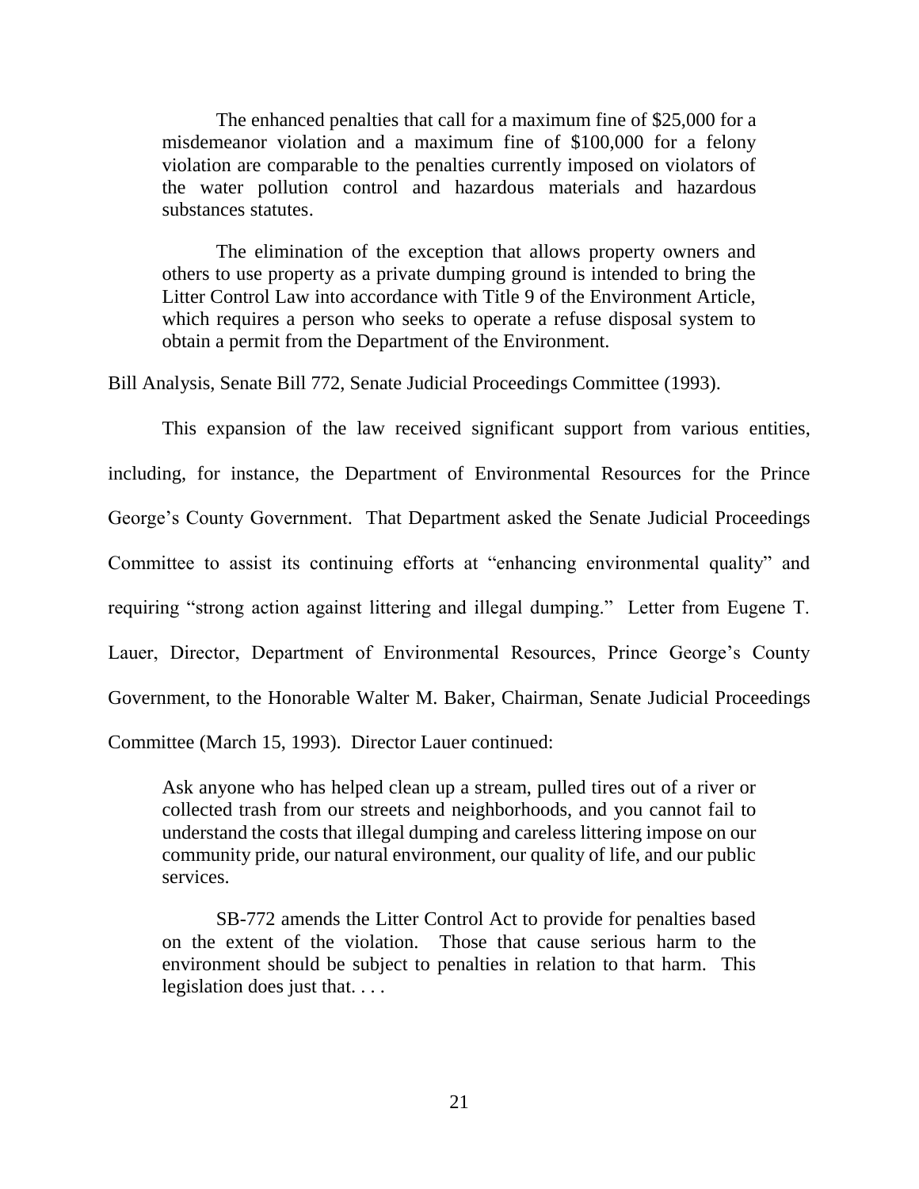> The enhanced penalties that call for a maximum fine of $25,000 for a misdemeanor violation and a maximum fine of $100,000 for a felony violation are comparable to the penalties currently imposed on violators of the water pollution control and hazardous materials and hazardous substances statutes.
>
> The elimination of the exception that allows property owners and others to use property as a private dumping ground is intended to bring the Litter Control Law into accordance with Title 9 of the Environment Article, which requires a person who seeks to operate a refuse disposal system to obtain a permit from the Department of the Environment.

Bill Analysis, Senate Bill 772, Senate Judicial Proceedings Committee (1993).

This expansion of the law received significant support from various entities, including, for instance, the Department of Environmental Resources for the Prince George's County Government. That Department asked the Senate Judicial Proceedings Committee to assist its continuing efforts at "enhancing environmental quality" and requiring "strong action against littering and illegal dumping." Letter from Eugene T. Lauer, Director, Department of Environmental Resources, Prince George's County Government, to the Honorable Walter M. Baker, Chairman, Senate Judicial Proceedings Committee (March 15, 1993). Director Lauer continued:

> Ask anyone who has helped clean up a stream, pulled tires out of a river or collected trash from our streets and neighborhoods, and you cannot fail to understand the costs that illegal dumping and careless littering impose on our community pride, our natural environment, our quality of life, and our public services.
>
> SB-772 amends the Litter Control Act to provide for penalties based on the extent of the violation. Those that cause serious harm to the environment should be subject to penalties in relation to that harm. This legislation does just that. . . .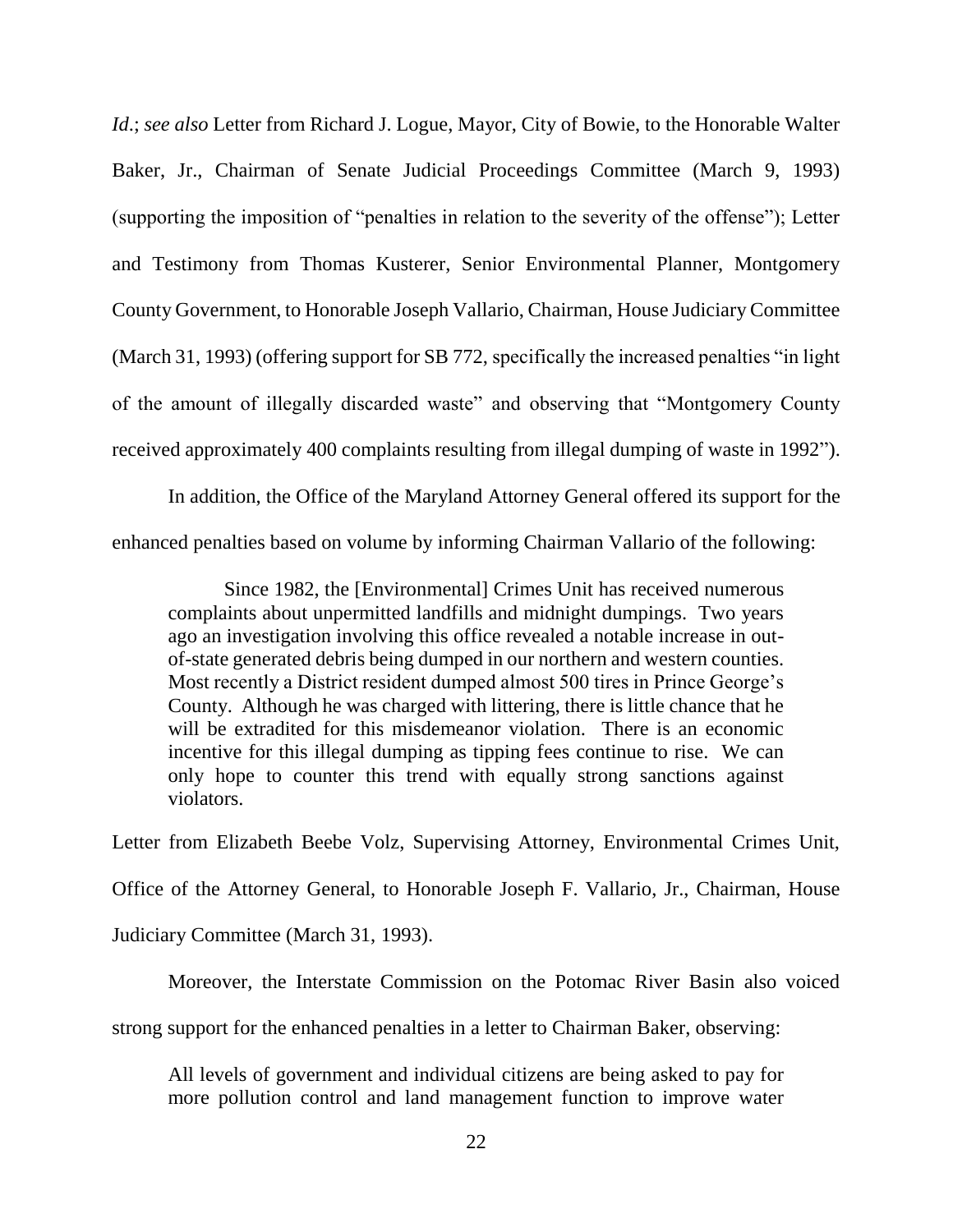*Id*.; *see also* Letter from Richard J. Logue, Mayor, City of Bowie, to the Honorable Walter Baker, Jr., Chairman of Senate Judicial Proceedings Committee (March 9, 1993) (supporting the imposition of "penalties in relation to the severity of the offense"); Letter and Testimony from Thomas Kusterer, Senior Environmental Planner, Montgomery County Government, to Honorable Joseph Vallario, Chairman, House Judiciary Committee (March 31, 1993) (offering support for SB 772, specifically the increased penalties "in light of the amount of illegally discarded waste" and observing that "Montgomery County received approximately 400 complaints resulting from illegal dumping of waste in 1992").

In addition, the Office of the Maryland Attorney General offered its support for the enhanced penalties based on volume by informing Chairman Vallario of the following:

> Since 1982, the [Environmental] Crimes Unit has received numerous complaints about unpermitted landfills and midnight dumpings. Two years ago an investigation involving this office revealed a notable increase in out-of-state generated debris being dumped in our northern and western counties. Most recently a District resident dumped almost 500 tires in Prince George's County. Although he was charged with littering, there is little chance that he will be extradited for this misdemeanor violation. There is an economic incentive for this illegal dumping as tipping fees continue to rise. We can only hope to counter this trend with equally strong sanctions against violators.

Letter from Elizabeth Beebe Volz, Supervising Attorney, Environmental Crimes Unit, Office of the Attorney General, to Honorable Joseph F. Vallario, Jr., Chairman, House Judiciary Committee (March 31, 1993).

Moreover, the Interstate Commission on the Potomac River Basin also voiced strong support for the enhanced penalties in a letter to Chairman Baker, observing:

> All levels of government and individual citizens are being asked to pay for more pollution control and land management function to improve water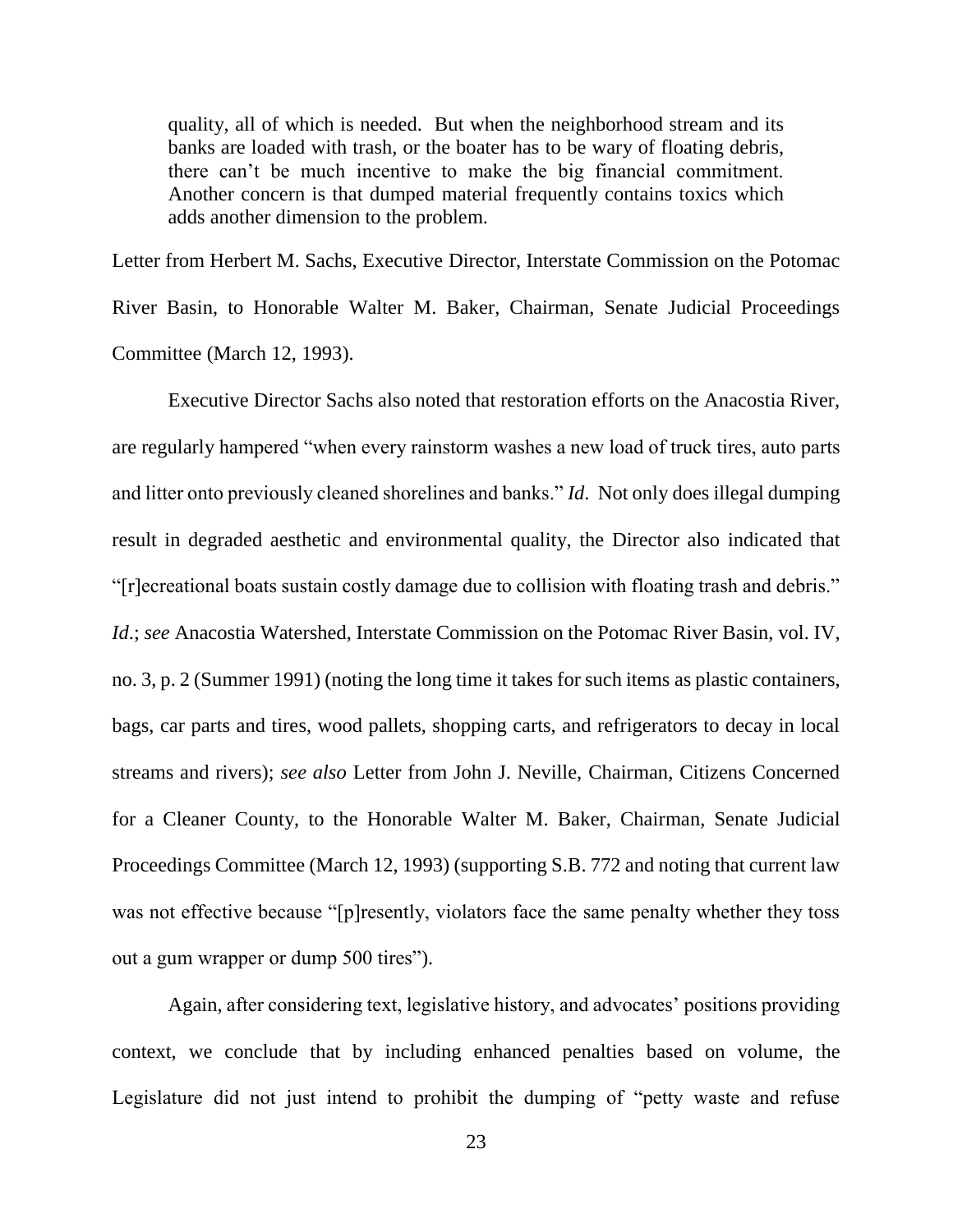> quality, all of which is needed. But when the neighborhood stream and its banks are loaded with trash, or the boater has to be wary of floating debris, there can't be much incentive to make the big financial commitment. Another concern is that dumped material frequently contains toxics which adds another dimension to the problem.

Letter from Herbert M. Sachs, Executive Director, Interstate Commission on the Potomac River Basin, to Honorable Walter M. Baker, Chairman, Senate Judicial Proceedings Committee (March 12, 1993).

Executive Director Sachs also noted that restoration efforts on the Anacostia River, are regularly hampered "when every rainstorm washes a new load of truck tires, auto parts and litter onto previously cleaned shorelines and banks." *Id*. Not only does illegal dumping result in degraded aesthetic and environmental quality, the Director also indicated that "[r]ecreational boats sustain costly damage due to collision with floating trash and debris." *Id*.; *see* Anacostia Watershed, Interstate Commission on the Potomac River Basin, vol. IV, no. 3, p. 2 (Summer 1991) (noting the long time it takes for such items as plastic containers, bags, car parts and tires, wood pallets, shopping carts, and refrigerators to decay in local streams and rivers); *see also* Letter from John J. Neville, Chairman, Citizens Concerned for a Cleaner County, to the Honorable Walter M. Baker, Chairman, Senate Judicial Proceedings Committee (March 12, 1993) (supporting S.B. 772 and noting that current law was not effective because "[p]resently, violators face the same penalty whether they toss out a gum wrapper or dump 500 tires").

Again, after considering text, legislative history, and advocates' positions providing context, we conclude that by including enhanced penalties based on volume, the Legislature did not just intend to prohibit the dumping of "petty waste and refuse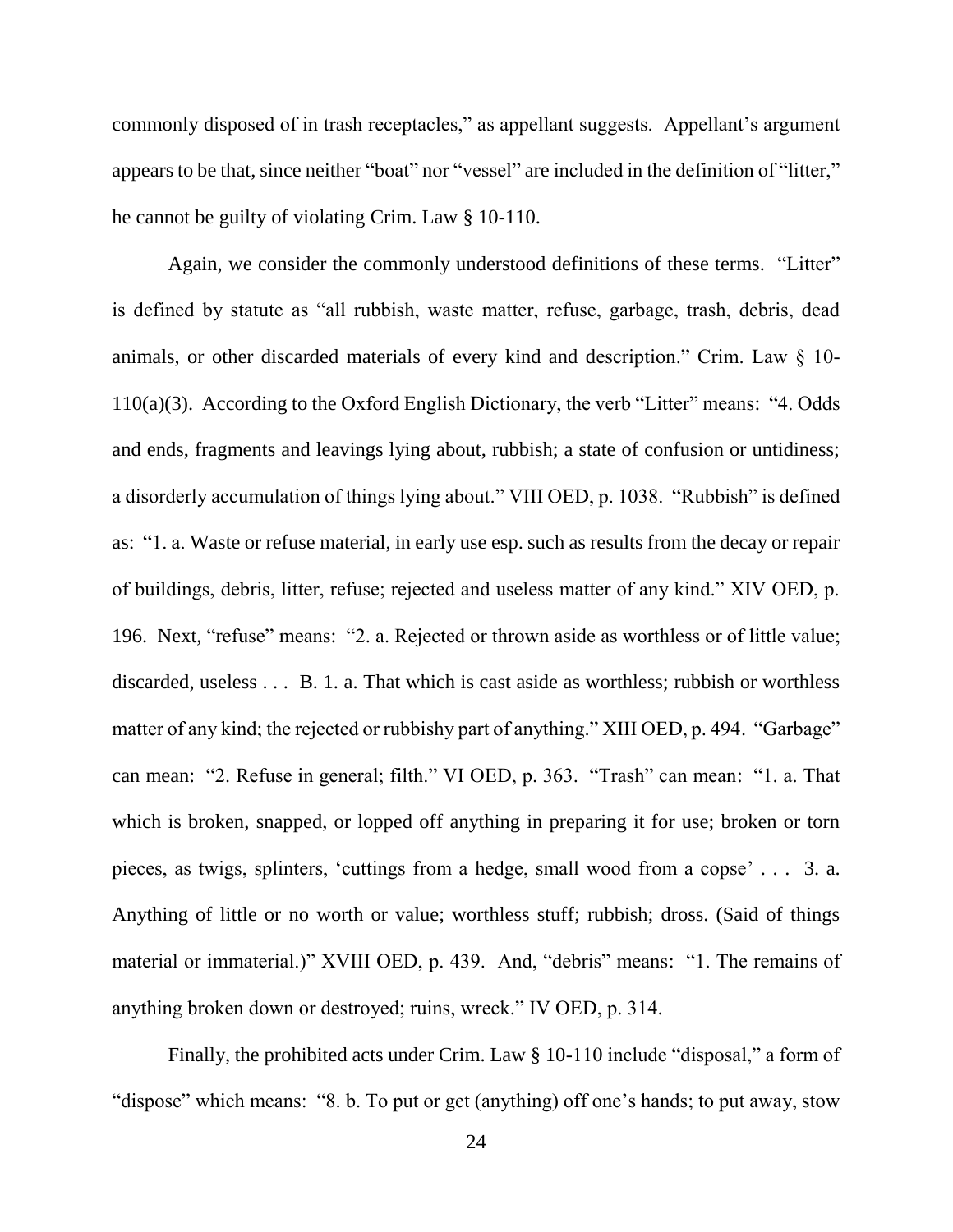commonly disposed of in trash receptacles," as appellant suggests. Appellant's argument appears to be that, since neither "boat" nor "vessel" are included in the definition of "litter," he cannot be guilty of violating Crim. Law § 10-110.

Again, we consider the commonly understood definitions of these terms. "Litter" is defined by statute as "all rubbish, waste matter, refuse, garbage, trash, debris, dead animals, or other discarded materials of every kind and description." Crim. Law § 10-110(a)(3). According to the Oxford English Dictionary, the verb "Litter" means: "4. Odds and ends, fragments and leavings lying about, rubbish; a state of confusion or untidiness; a disorderly accumulation of things lying about." VIII OED, p. 1038. "Rubbish" is defined as: "1. a. Waste or refuse material, in early use esp. such as results from the decay or repair of buildings, debris, litter, refuse; rejected and useless matter of any kind." XIV OED, p. 196. Next, "refuse" means: "2. a. Rejected or thrown aside as worthless or of little value; discarded, useless . . . B. 1. a. That which is cast aside as worthless; rubbish or worthless matter of any kind; the rejected or rubbishy part of anything." XIII OED, p. 494. "Garbage" can mean: "2. Refuse in general; filth." VI OED, p. 363. "Trash" can mean: "1. a. That which is broken, snapped, or lopped off anything in preparing it for use; broken or torn pieces, as twigs, splinters, 'cuttings from a hedge, small wood from a copse' . . . 3. a. Anything of little or no worth or value; worthless stuff; rubbish; dross. (Said of things material or immaterial.)" XVIII OED, p. 439. And, "debris" means: "1. The remains of anything broken down or destroyed; ruins, wreck." IV OED, p. 314.

Finally, the prohibited acts under Crim. Law § 10-110 include "disposal," a form of "dispose" which means: "8. b. To put or get (anything) off one's hands; to put away, stow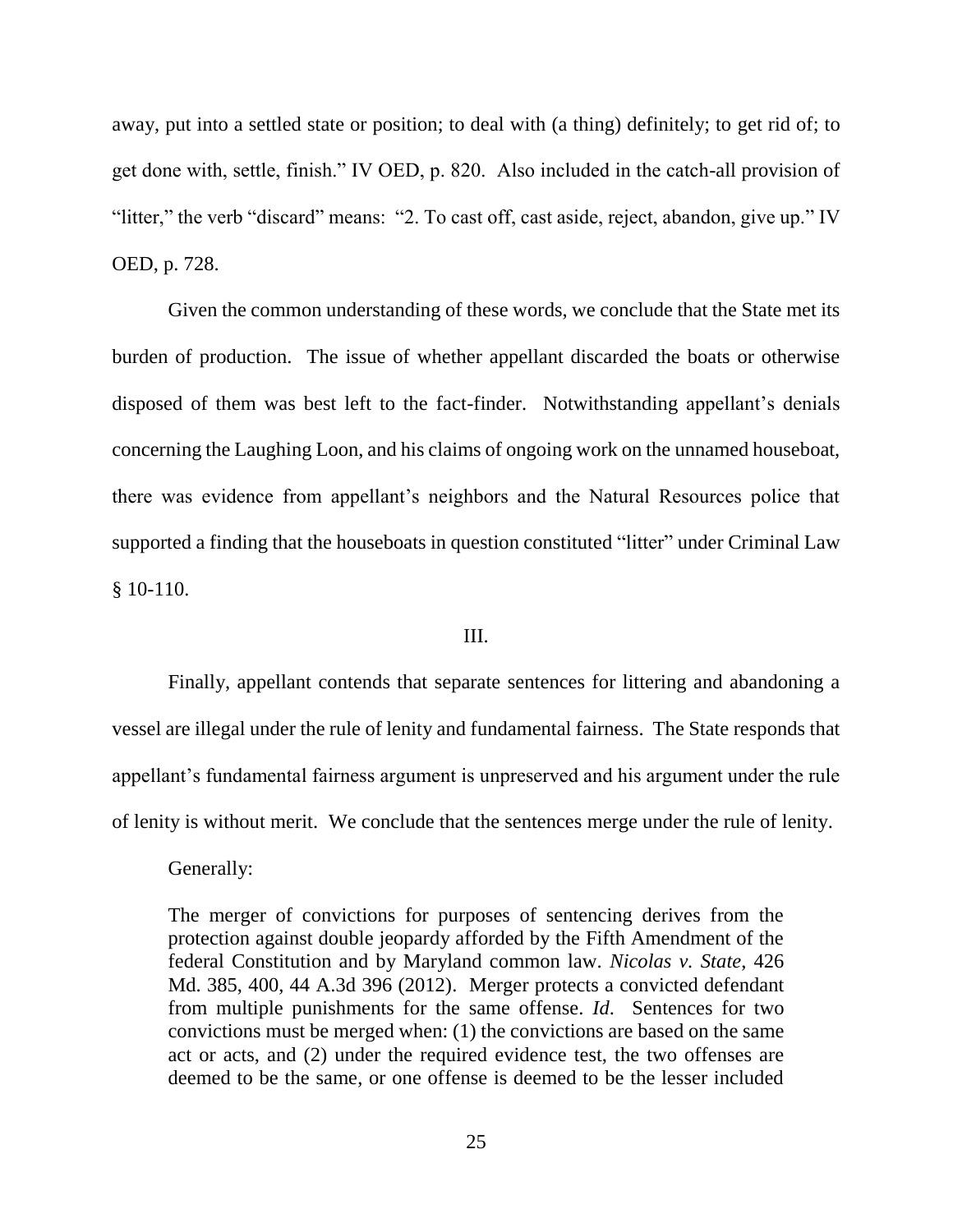away, put into a settled state or position; to deal with (a thing) definitely; to get rid of; to get done with, settle, finish." IV OED, p. 820. Also included in the catch-all provision of "litter," the verb "discard" means: "2. To cast off, cast aside, reject, abandon, give up." IV OED, p. 728.

Given the common understanding of these words, we conclude that the State met its burden of production. The issue of whether appellant discarded the boats or otherwise disposed of them was best left to the fact-finder. Notwithstanding appellant's denials concerning the Laughing Loon, and his claims of ongoing work on the unnamed houseboat, there was evidence from appellant's neighbors and the Natural Resources police that supported a finding that the houseboats in question constituted "litter" under Criminal Law § 10-110.

## III.

Finally, appellant contends that separate sentences for littering and abandoning a vessel are illegal under the rule of lenity and fundamental fairness. The State responds that appellant's fundamental fairness argument is unpreserved and his argument under the rule of lenity is without merit. We conclude that the sentences merge under the rule of lenity.

Generally:

> The merger of convictions for purposes of sentencing derives from the protection against double jeopardy afforded by the Fifth Amendment of the federal Constitution and by Maryland common law. *Nicolas v. State*, 426 Md. 385, 400, 44 A.3d 396 (2012). Merger protects a convicted defendant from multiple punishments for the same offense. *Id*. Sentences for two convictions must be merged when: (1) the convictions are based on the same act or acts, and (2) under the required evidence test, the two offenses are deemed to be the same, or one offense is deemed to be the lesser included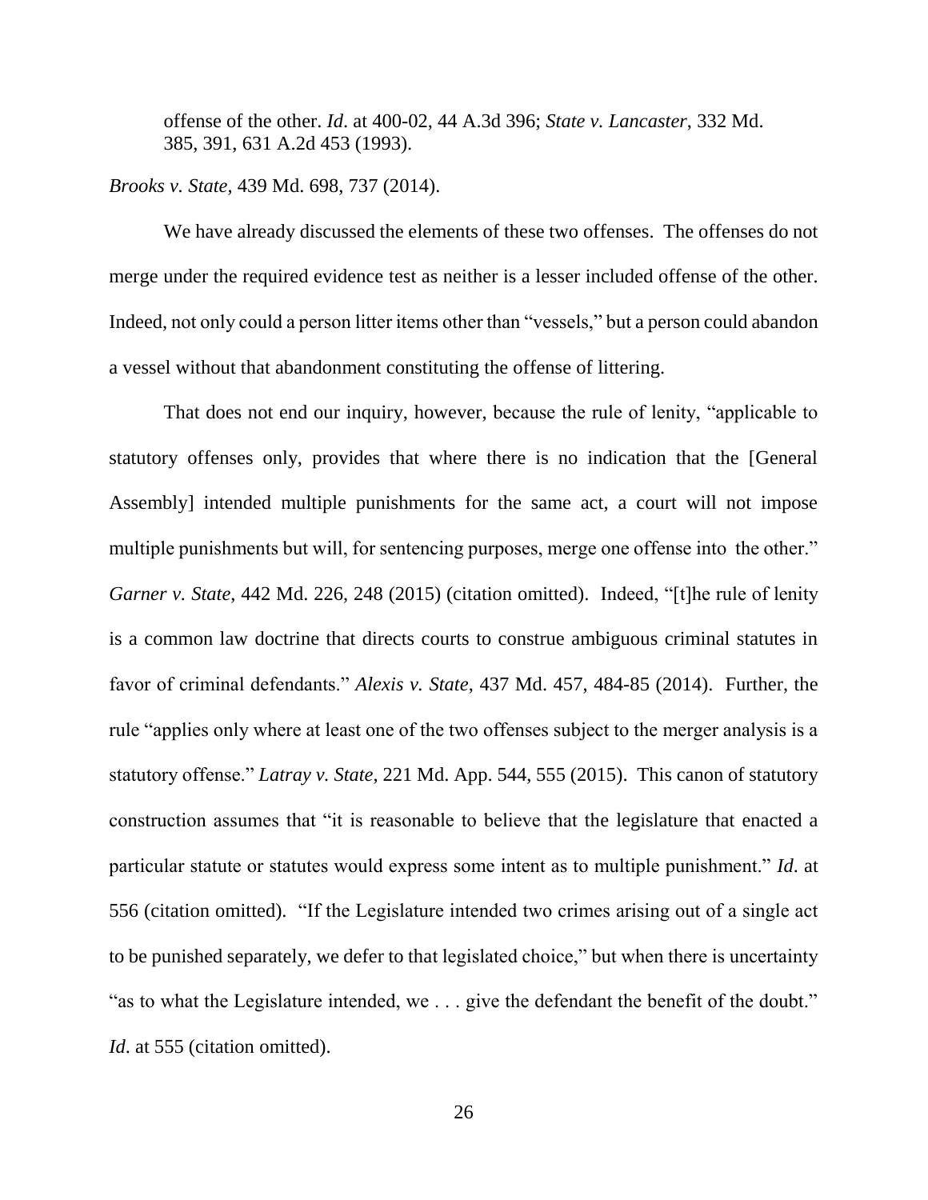> offense of the other. *Id*. at 400-02, 44 A.3d 396; *State v. Lancaster*, 332 Md. 385, 391, 631 A.2d 453 (1993).

*Brooks v. State*, 439 Md. 698, 737 (2014).

We have already discussed the elements of these two offenses. The offenses do not merge under the required evidence test as neither is a lesser included offense of the other. Indeed, not only could a person litter items other than "vessels," but a person could abandon a vessel without that abandonment constituting the offense of littering.

That does not end our inquiry, however, because the rule of lenity, "applicable to statutory offenses only, provides that where there is no indication that the [General Assembly] intended multiple punishments for the same act, a court will not impose multiple punishments but will, for sentencing purposes, merge one offense into the other." *Garner v. State*, 442 Md. 226, 248 (2015) (citation omitted). Indeed, "[t]he rule of lenity is a common law doctrine that directs courts to construe ambiguous criminal statutes in favor of criminal defendants." *Alexis v. State*, 437 Md. 457, 484-85 (2014). Further, the rule "applies only where at least one of the two offenses subject to the merger analysis is a statutory offense." *Latray v. State*, 221 Md. App. 544, 555 (2015). This canon of statutory construction assumes that "it is reasonable to believe that the legislature that enacted a particular statute or statutes would express some intent as to multiple punishment." *Id*. at 556 (citation omitted). "If the Legislature intended two crimes arising out of a single act to be punished separately, we defer to that legislated choice," but when there is uncertainty "as to what the Legislature intended, we . . . give the defendant the benefit of the doubt." *Id*. at 555 (citation omitted).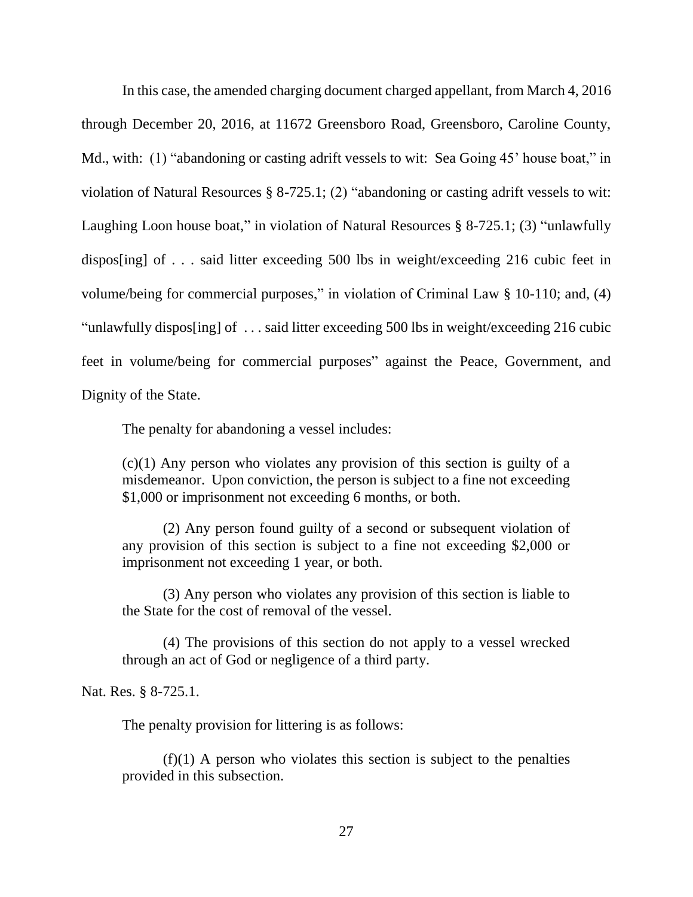In this case, the amended charging document charged appellant, from March 4, 2016 through December 20, 2016, at 11672 Greensboro Road, Greensboro, Caroline County, Md., with: (1) "abandoning or casting adrift vessels to wit: Sea Going 45' house boat," in violation of Natural Resources § 8-725.1; (2) "abandoning or casting adrift vessels to wit: Laughing Loon house boat," in violation of Natural Resources § 8-725.1; (3) "unlawfully dispos[ing] of . . . said litter exceeding 500 lbs in weight/exceeding 216 cubic feet in volume/being for commercial purposes," in violation of Criminal Law § 10-110; and, (4) "unlawfully dispos[ing] of . . . said litter exceeding 500 lbs in weight/exceeding 216 cubic feet in volume/being for commercial purposes" against the Peace, Government, and Dignity of the State.

The penalty for abandoning a vessel includes:

> (c)(1) Any person who violates any provision of this section is guilty of a misdemeanor. Upon conviction, the person is subject to a fine not exceeding $1,000 or imprisonment not exceeding 6 months, or both.
>
> (2) Any person found guilty of a second or subsequent violation of any provision of this section is subject to a fine not exceeding $2,000 or imprisonment not exceeding 1 year, or both.
>
> (3) Any person who violates any provision of this section is liable to the State for the cost of removal of the vessel.
>
> (4) The provisions of this section do not apply to a vessel wrecked through an act of God or negligence of a third party.

Nat. Res. § 8-725.1.

The penalty provision for littering is as follows:

> (f)(1) A person who violates this section is subject to the penalties provided in this subsection.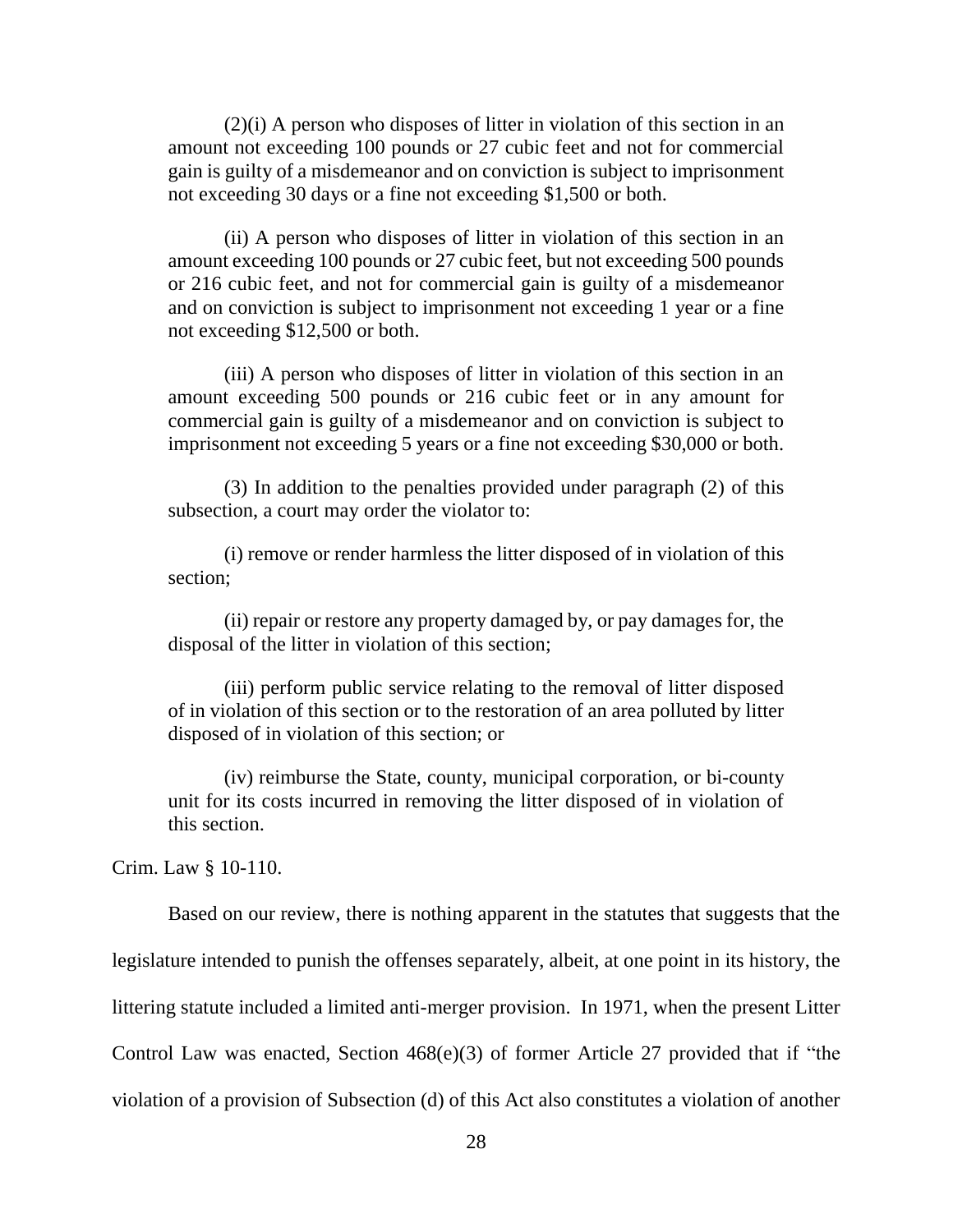(2)(i) A person who disposes of litter in violation of this section in an amount not exceeding 100 pounds or 27 cubic feet and not for commercial gain is guilty of a misdemeanor and on conviction is subject to imprisonment not exceeding 30 days or a fine not exceeding $1,500 or both.

(ii) A person who disposes of litter in violation of this section in an amount exceeding 100 pounds or 27 cubic feet, but not exceeding 500 pounds or 216 cubic feet, and not for commercial gain is guilty of a misdemeanor and on conviction is subject to imprisonment not exceeding 1 year or a fine not exceeding $12,500 or both.

(iii) A person who disposes of litter in violation of this section in an amount exceeding 500 pounds or 216 cubic feet or in any amount for commercial gain is guilty of a misdemeanor and on conviction is subject to imprisonment not exceeding 5 years or a fine not exceeding $30,000 or both.

(3) In addition to the penalties provided under paragraph (2) of this subsection, a court may order the violator to:

(i) remove or render harmless the litter disposed of in violation of this section;

(ii) repair or restore any property damaged by, or pay damages for, the disposal of the litter in violation of this section;

(iii) perform public service relating to the removal of litter disposed of in violation of this section or to the restoration of an area polluted by litter disposed of in violation of this section; or

(iv) reimburse the State, county, municipal corporation, or bi-county unit for its costs incurred in removing the litter disposed of in violation of this section.

Crim. Law § 10-110.

Based on our review, there is nothing apparent in the statutes that suggests that the legislature intended to punish the offenses separately, albeit, at one point in its history, the littering statute included a limited anti-merger provision. In 1971, when the present Litter Control Law was enacted, Section 468(e)(3) of former Article 27 provided that if "the violation of a provision of Subsection (d) of this Act also constitutes a violation of another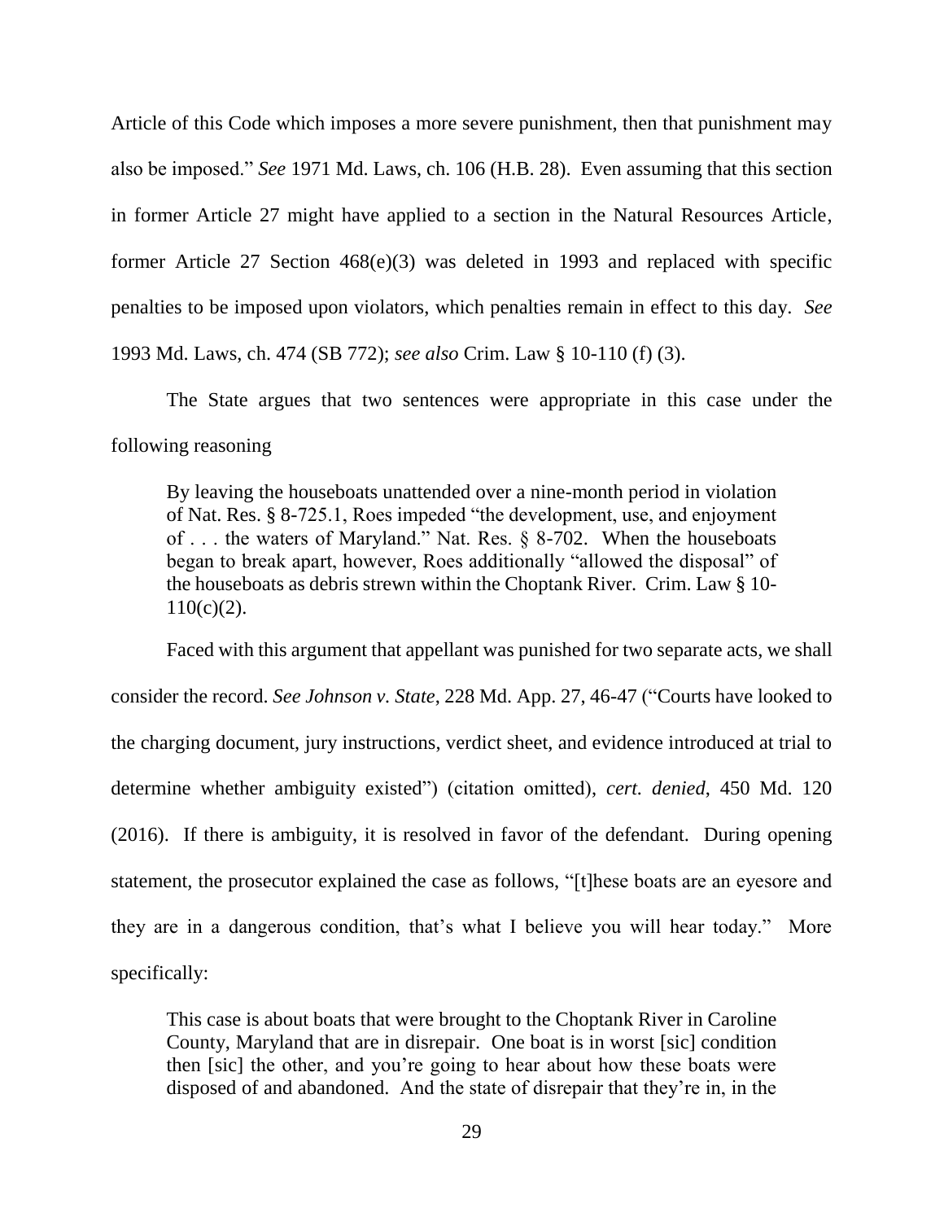Article of this Code which imposes a more severe punishment, then that punishment may also be imposed." *See* 1971 Md. Laws, ch. 106 (H.B. 28). Even assuming that this section in former Article 27 might have applied to a section in the Natural Resources Article, former Article 27 Section 468(e)(3) was deleted in 1993 and replaced with specific penalties to be imposed upon violators, which penalties remain in effect to this day. *See* 1993 Md. Laws, ch. 474 (SB 772); *see also* Crim. Law § 10-110 (f) (3).

The State argues that two sentences were appropriate in this case under the following reasoning

> By leaving the houseboats unattended over a nine-month period in violation of Nat. Res. § 8-725.1, Roes impeded "the development, use, and enjoyment of . . . the waters of Maryland." Nat. Res. § 8-702. When the houseboats began to break apart, however, Roes additionally "allowed the disposal" of the houseboats as debris strewn within the Choptank River. Crim. Law § 10-110(c)(2).

Faced with this argument that appellant was punished for two separate acts, we shall consider the record. *See Johnson v. State*, 228 Md. App. 27, 46-47 ("Courts have looked to the charging document, jury instructions, verdict sheet, and evidence introduced at trial to determine whether ambiguity existed") (citation omitted), *cert. denied*, 450 Md. 120 (2016). If there is ambiguity, it is resolved in favor of the defendant. During opening statement, the prosecutor explained the case as follows, "[t]hese boats are an eyesore and they are in a dangerous condition, that's what I believe you will hear today." More specifically:

> This case is about boats that were brought to the Choptank River in Caroline County, Maryland that are in disrepair. One boat is in worst [sic] condition then [sic] the other, and you're going to hear about how these boats were disposed of and abandoned. And the state of disrepair that they're in, in the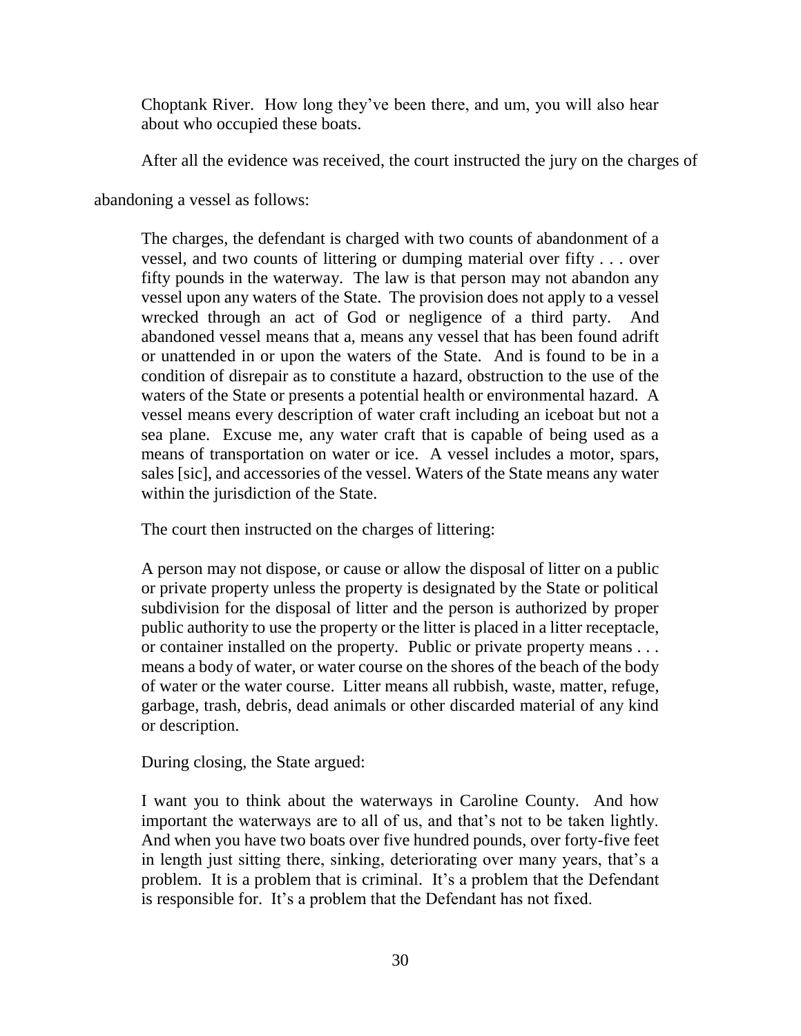Choptank River. How long they've been there, and um, you will also hear about who occupied these boats.

After all the evidence was received, the court instructed the jury on the charges of abandoning a vessel as follows:

> The charges, the defendant is charged with two counts of abandonment of a vessel, and two counts of littering or dumping material over fifty . . . over fifty pounds in the waterway. The law is that person may not abandon any vessel upon any waters of the State. The provision does not apply to a vessel wrecked through an act of God or negligence of a third party. And abandoned vessel means that a, means any vessel that has been found adrift or unattended in or upon the waters of the State. And is found to be in a condition of disrepair as to constitute a hazard, obstruction to the use of the waters of the State or presents a potential health or environmental hazard. A vessel means every description of water craft including an iceboat but not a sea plane. Excuse me, any water craft that is capable of being used as a means of transportation on water or ice. A vessel includes a motor, spars, sales [sic], and accessories of the vessel. Waters of the State means any water within the jurisdiction of the State.
>
> The court then instructed on the charges of littering:
>
> A person may not dispose, or cause or allow the disposal of litter on a public or private property unless the property is designated by the State or political subdivision for the disposal of litter and the person is authorized by proper public authority to use the property or the litter is placed in a litter receptacle, or container installed on the property. Public or private property means . . . means a body of water, or water course on the shores of the beach of the body of water or the water course. Litter means all rubbish, waste, matter, refuge, garbage, trash, debris, dead animals or other discarded material of any kind or description.
>
> During closing, the State argued:
>
> I want you to think about the waterways in Caroline County. And how important the waterways are to all of us, and that's not to be taken lightly. And when you have two boats over five hundred pounds, over forty-five feet in length just sitting there, sinking, deteriorating over many years, that's a problem. It is a problem that is criminal. It's a problem that the Defendant is responsible for. It's a problem that the Defendant has not fixed.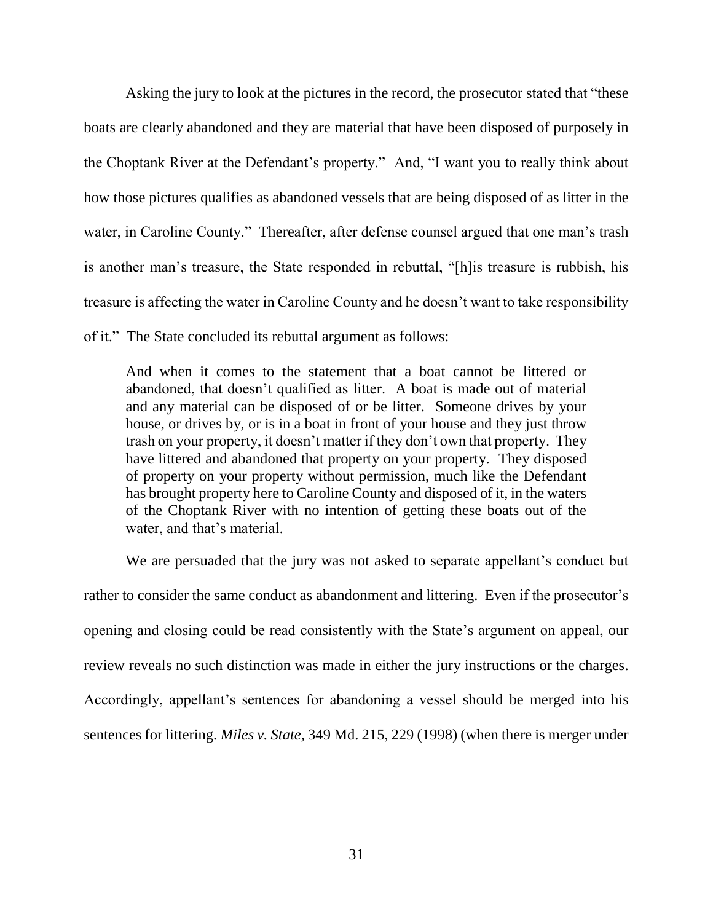Asking the jury to look at the pictures in the record, the prosecutor stated that "these boats are clearly abandoned and they are material that have been disposed of purposely in the Choptank River at the Defendant's property." And, "I want you to really think about how those pictures qualifies as abandoned vessels that are being disposed of as litter in the water, in Caroline County." Thereafter, after defense counsel argued that one man's trash is another man's treasure, the State responded in rebuttal, "[h]is treasure is rubbish, his treasure is affecting the water in Caroline County and he doesn't want to take responsibility of it." The State concluded its rebuttal argument as follows:

> And when it comes to the statement that a boat cannot be littered or abandoned, that doesn't qualified as litter. A boat is made out of material and any material can be disposed of or be litter. Someone drives by your house, or drives by, or is in a boat in front of your house and they just throw trash on your property, it doesn't matter if they don't own that property. They have littered and abandoned that property on your property. They disposed of property on your property without permission, much like the Defendant has brought property here to Caroline County and disposed of it, in the waters of the Choptank River with no intention of getting these boats out of the water, and that's material.

We are persuaded that the jury was not asked to separate appellant's conduct but rather to consider the same conduct as abandonment and littering. Even if the prosecutor's opening and closing could be read consistently with the State's argument on appeal, our review reveals no such distinction was made in either the jury instructions or the charges. Accordingly, appellant's sentences for abandoning a vessel should be merged into his sentences for littering. *Miles v. State*, 349 Md. 215, 229 (1998) (when there is merger under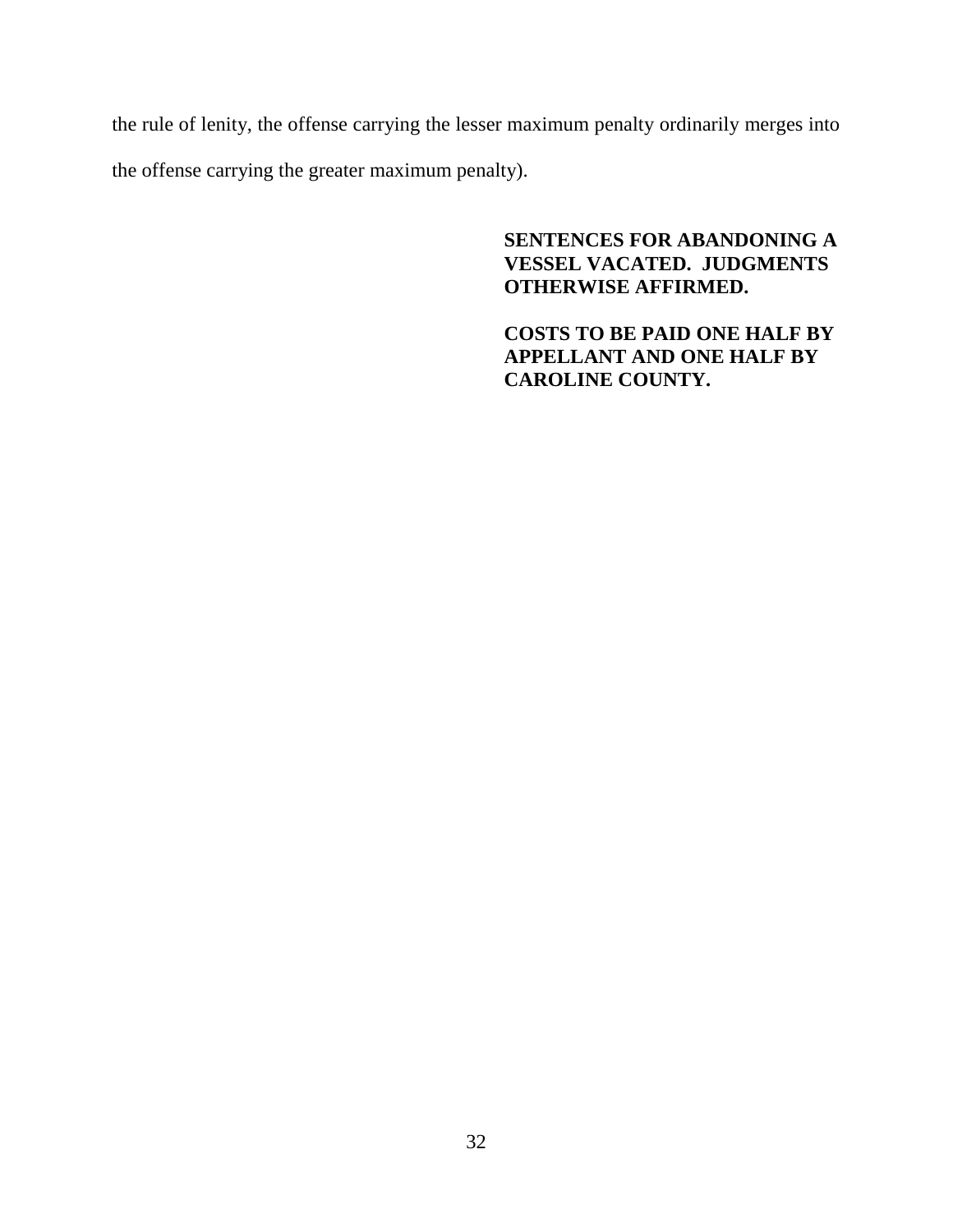the rule of lenity, the offense carrying the lesser maximum penalty ordinarily merges into the offense carrying the greater maximum penalty).

**SENTENCES FOR ABANDONING A VESSEL VACATED. JUDGMENTS OTHERWISE AFFIRMED.**

**COSTS TO BE PAID ONE HALF BY APPELLANT AND ONE HALF BY CAROLINE COUNTY.**